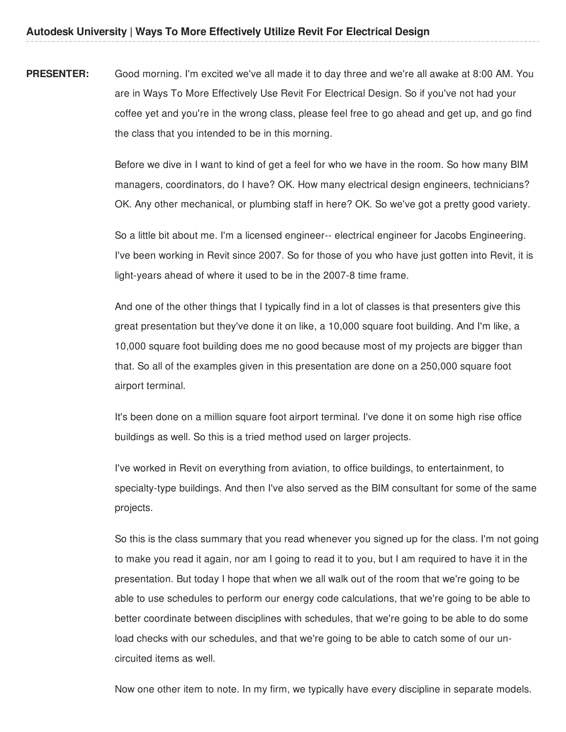**PRESENTER:** Good morning. I'm excited we've all made it to day three and we're all awake at 8:00 AM. You are in Ways To More Effectively Use Revit For Electrical Design. So if you've not had your coffee yet and you're in the wrong class, please feel free to go ahead and get up, and go find the class that you intended to be in this morning.

Before we dive in I want to kind of get a feel for who we have in the room. So how many BIM managers, coordinators, do I have? OK. How many electrical design engineers, technicians? OK. Any other mechanical, or plumbing staff in here? OK. So we've got a pretty good variety.

So a little bit about me. I'm a licensed engineer-- electrical engineer for Jacobs Engineering. I've been working in Revit since 2007. So for those of you who have just gotten into Revit, it is light-years ahead of where it used to be in the 2007-8 time frame.

And one of the other things that I typically find in a lot of classes is that presenters give this great presentation but they've done it on like, a 10,000 square foot building. And I'm like, a 10,000 square foot building does me no good because most of my projects are bigger than that. So all of the examples given in this presentation are done on a 250,000 square foot airport terminal.

It's been done on a million square foot airport terminal. I've done it on some high rise office buildings as well. So this is a tried method used on larger projects.

I've worked in Revit on everything from aviation, to office buildings, to entertainment, to specialty-type buildings. And then I've also served as the BIM consultant for some of the same projects.

So this is the class summary that you read whenever you signed up for the class. I'm not going to make you read it again, nor am I going to read it to you, but I am required to have it in the presentation. But today I hope that when we all walk out of the room that we're going to be able to use schedules to perform our energy code calculations, that we're going to be able to better coordinate between disciplines with schedules, that we're going to be able to do some load checks with our schedules, and that we're going to be able to catch some of our un-circuited items as well.

Now one other item to note. In my firm, we typically have every discipline in separate models.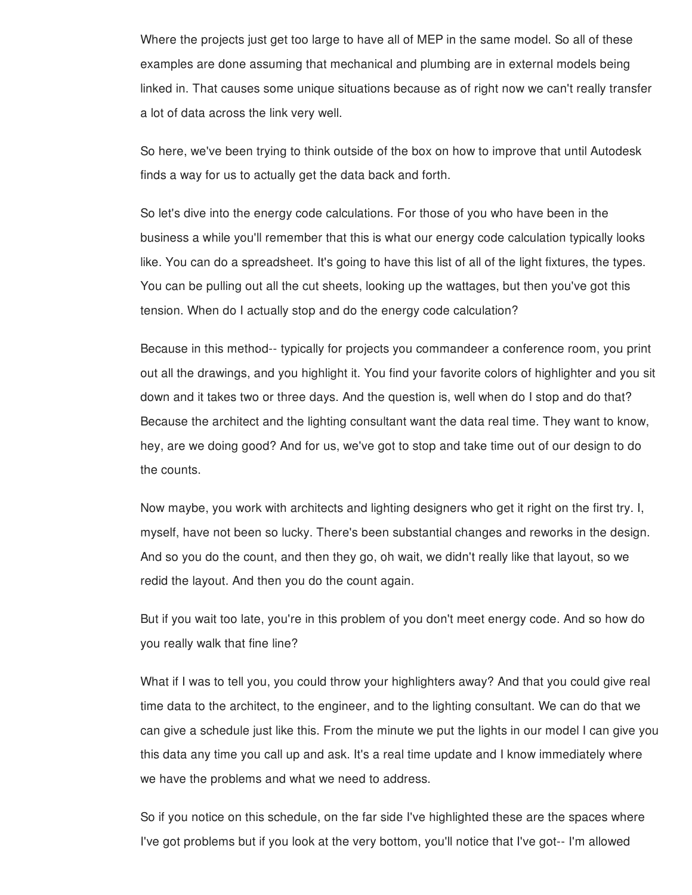Where the projects just get too large to have all of MEP in the same model. So all of these examples are done assuming that mechanical and plumbing are in external models being linked in. That causes some unique situations because as of right now we can't really transfer a lot of data across the link very well.

So here, we've been trying to think outside of the box on how to improve that until Autodesk finds a way for us to actually get the data back and forth.

So let's dive into the energy code calculations. For those of you who have been in the business a while you'll remember that this is what our energy code calculation typically looks like. You can do a spreadsheet. It's going to have this list of all of the light fixtures, the types. You can be pulling out all the cut sheets, looking up the wattages, but then you've got this tension. When do I actually stop and do the energy code calculation?

Because in this method-- typically for projects you commandeer a conference room, you print out all the drawings, and you highlight it. You find your favorite colors of highlighter and you sit down and it takes two or three days. And the question is, well when do I stop and do that? Because the architect and the lighting consultant want the data real time. They want to know, hey, are we doing good? And for us, we've got to stop and take time out of our design to do the counts.

Now maybe, you work with architects and lighting designers who get it right on the first try. I, myself, have not been so lucky. There's been substantial changes and reworks in the design. And so you do the count, and then they go, oh wait, we didn't really like that layout, so we redid the layout. And then you do the count again.

But if you wait too late, you're in this problem of you don't meet energy code. And so how do you really walk that fine line?

What if I was to tell you, you could throw your highlighters away? And that you could give real time data to the architect, to the engineer, and to the lighting consultant. We can do that we can give a schedule just like this. From the minute we put the lights in our model I can give you this data any time you call up and ask. It's a real time update and I know immediately where we have the problems and what we need to address.

So if you notice on this schedule, on the far side I've highlighted these are the spaces where I've got problems but if you look at the very bottom, you'll notice that I've got-- I'm allowed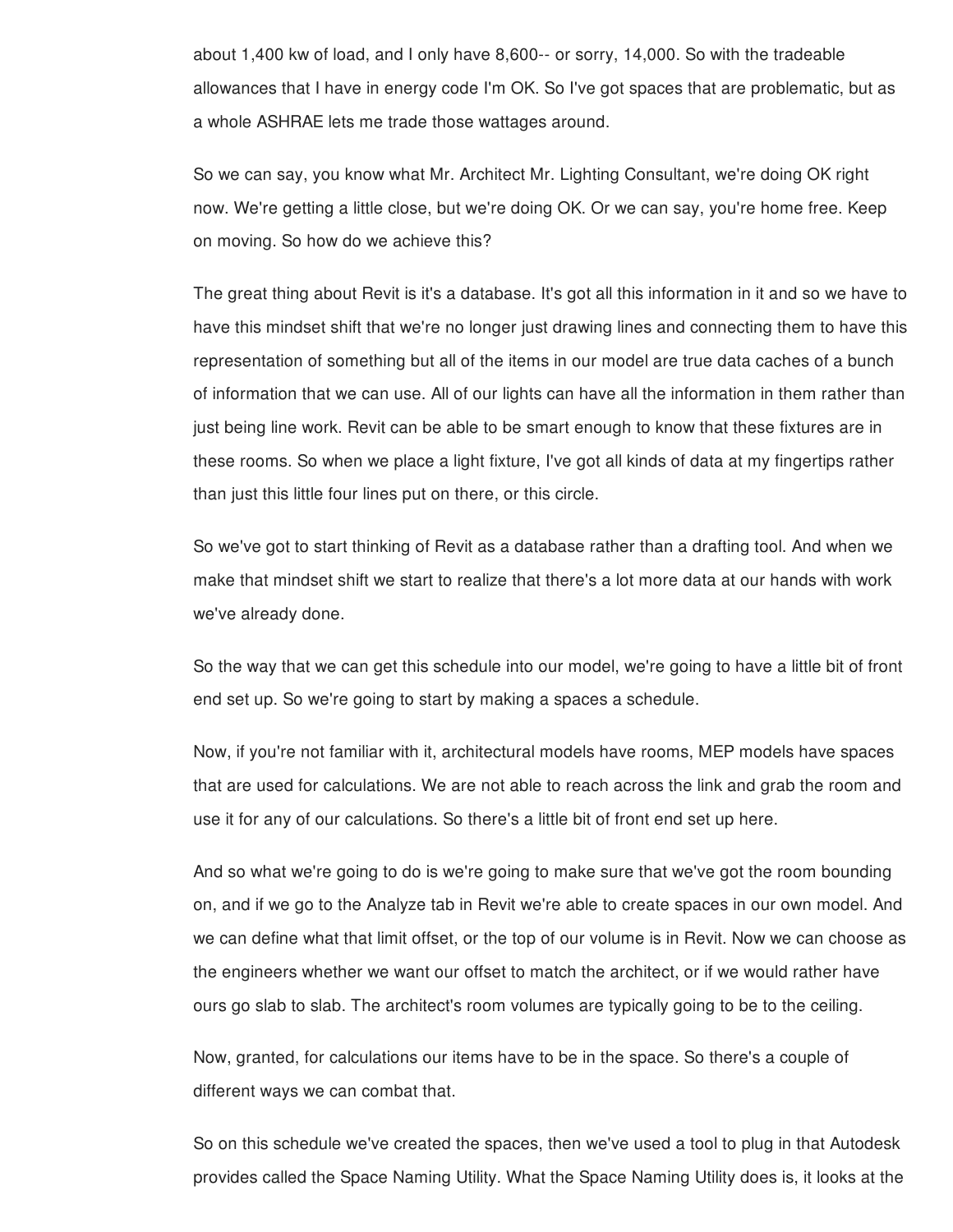about 1,400 kw of load, and I only have 8,600-- or sorry, 14,000. So with the tradeable allowances that I have in energy code I'm OK. So I've got spaces that are problematic, but as a whole ASHRAE lets me trade those wattages around.

So we can say, you know what Mr. Architect Mr. Lighting Consultant, we're doing OK right now. We're getting a little close, but we're doing OK. Or we can say, you're home free. Keep on moving. So how do we achieve this?

The great thing about Revit is it's a database. It's got all this information in it and so we have to have this mindset shift that we're no longer just drawing lines and connecting them to have this representation of something but all of the items in our model are true data caches of a bunch of information that we can use. All of our lights can have all the information in them rather than just being line work. Revit can be able to be smart enough to know that these fixtures are in these rooms. So when we place a light fixture, I've got all kinds of data at my fingertips rather than just this little four lines put on there, or this circle.

So we've got to start thinking of Revit as a database rather than a drafting tool. And when we make that mindset shift we start to realize that there's a lot more data at our hands with work we've already done.

So the way that we can get this schedule into our model, we're going to have a little bit of front end set up. So we're going to start by making a spaces a schedule.

Now, if you're not familiar with it, architectural models have rooms, MEP models have spaces that are used for calculations. We are not able to reach across the link and grab the room and use it for any of our calculations. So there's a little bit of front end set up here.

And so what we're going to do is we're going to make sure that we've got the room bounding on, and if we go to the Analyze tab in Revit we're able to create spaces in our own model. And we can define what that limit offset, or the top of our volume is in Revit. Now we can choose as the engineers whether we want our offset to match the architect, or if we would rather have ours go slab to slab. The architect's room volumes are typically going to be to the ceiling.

Now, granted, for calculations our items have to be in the space. So there's a couple of different ways we can combat that.

So on this schedule we've created the spaces, then we've used a tool to plug in that Autodesk provides called the Space Naming Utility. What the Space Naming Utility does is, it looks at the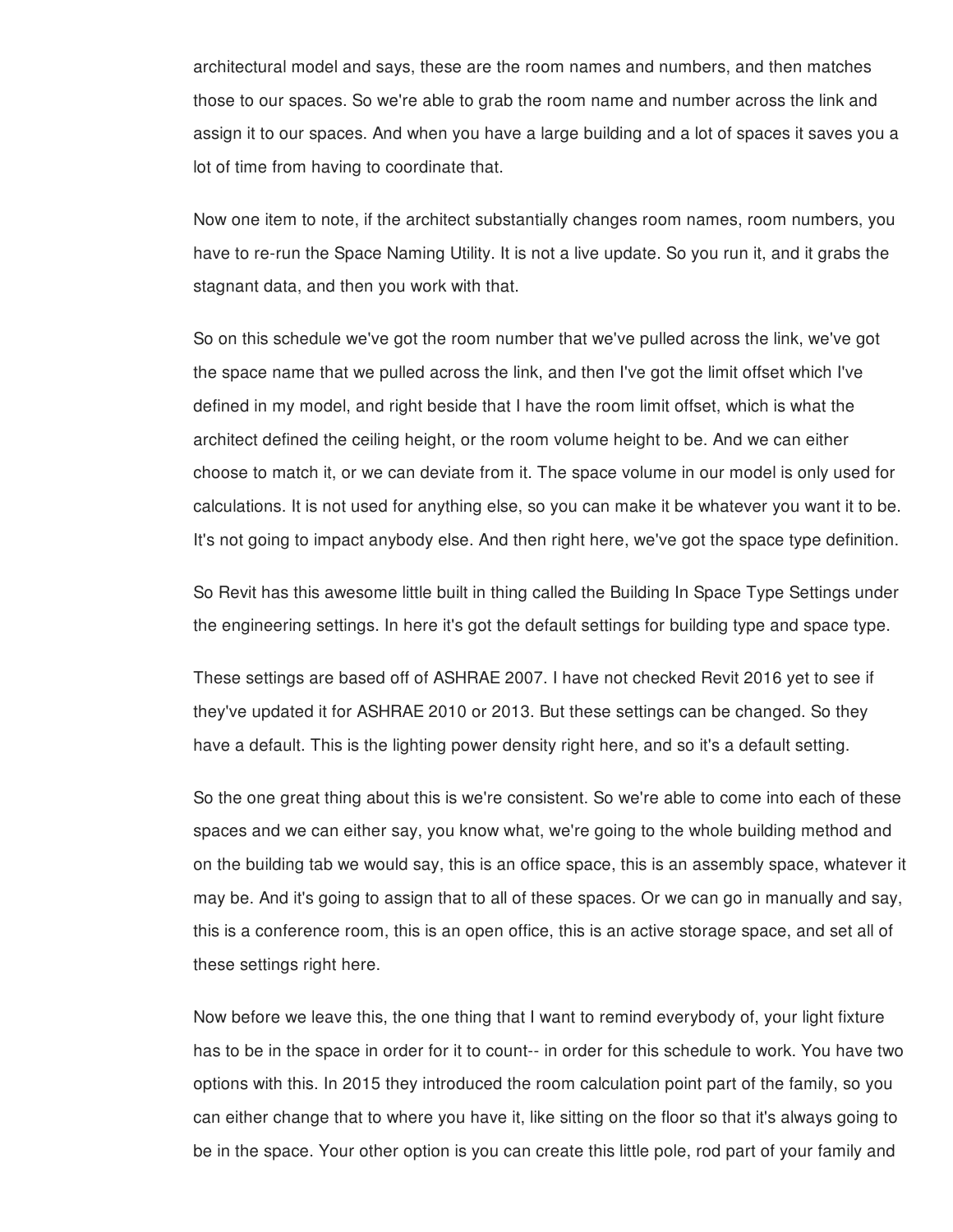architectural model and says, these are the room names and numbers, and then matches those to our spaces. So we're able to grab the room name and number across the link and assign it to our spaces. And when you have a large building and a lot of spaces it saves you a lot of time from having to coordinate that.

Now one item to note, if the architect substantially changes room names, room numbers, you have to re-run the Space Naming Utility. It is not a live update. So you run it, and it grabs the stagnant data, and then you work with that.

So on this schedule we've got the room number that we've pulled across the link, we've got the space name that we pulled across the link, and then I've got the limit offset which I've defined in my model, and right beside that I have the room limit offset, which is what the architect defined the ceiling height, or the room volume height to be. And we can either choose to match it, or we can deviate from it. The space volume in our model is only used for calculations. It is not used for anything else, so you can make it be whatever you want it to be. It's not going to impact anybody else. And then right here, we've got the space type definition.

So Revit has this awesome little built in thing called the Building In Space Type Settings under the engineering settings. In here it's got the default settings for building type and space type.

These settings are based off of ASHRAE 2007. I have not checked Revit 2016 yet to see if they've updated it for ASHRAE 2010 or 2013. But these settings can be changed. So they have a default. This is the lighting power density right here, and so it's a default setting.

So the one great thing about this is we're consistent. So we're able to come into each of these spaces and we can either say, you know what, we're going to the whole building method and on the building tab we would say, this is an office space, this is an assembly space, whatever it may be. And it's going to assign that to all of these spaces. Or we can go in manually and say, this is a conference room, this is an open office, this is an active storage space, and set all of these settings right here.

Now before we leave this, the one thing that I want to remind everybody of, your light fixture has to be in the space in order for it to count-- in order for this schedule to work. You have two options with this. In 2015 they introduced the room calculation point part of the family, so you can either change that to where you have it, like sitting on the floor so that it's always going to be in the space. Your other option is you can create this little pole, rod part of your family and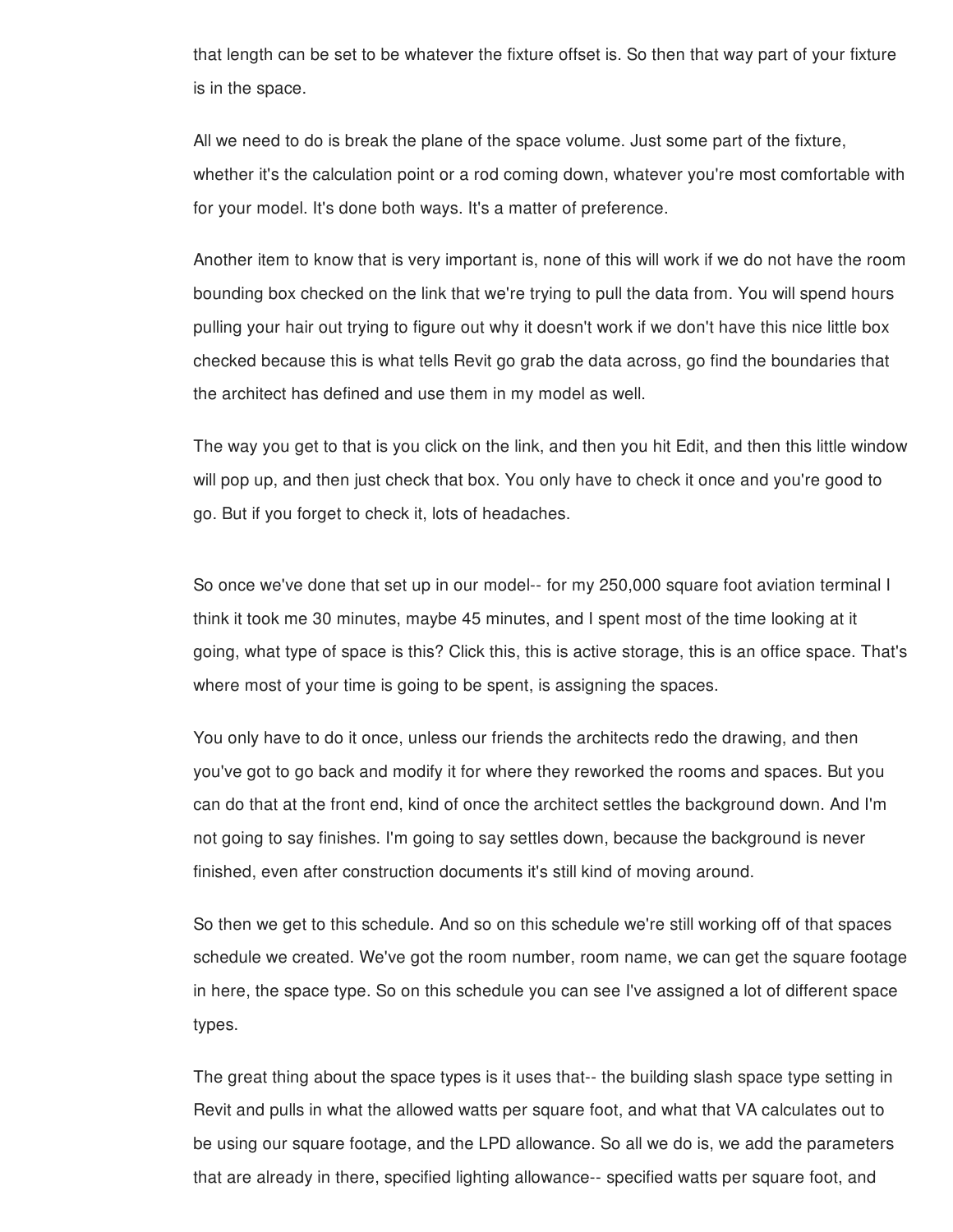that length can be set to be whatever the fixture offset is. So then that way part of your fixture is in the space.

All we need to do is break the plane of the space volume. Just some part of the fixture, whether it's the calculation point or a rod coming down, whatever you're most comfortable with for your model. It's done both ways. It's a matter of preference.

Another item to know that is very important is, none of this will work if we do not have the room bounding box checked on the link that we're trying to pull the data from. You will spend hours pulling your hair out trying to figure out why it doesn't work if we don't have this nice little box checked because this is what tells Revit go grab the data across, go find the boundaries that the architect has defined and use them in my model as well.

The way you get to that is you click on the link, and then you hit Edit, and then this little window will pop up, and then just check that box. You only have to check it once and you're good to go. But if you forget to check it, lots of headaches.

So once we've done that set up in our model-- for my 250,000 square foot aviation terminal I think it took me 30 minutes, maybe 45 minutes, and I spent most of the time looking at it going, what type of space is this? Click this, this is active storage, this is an office space. That's where most of your time is going to be spent, is assigning the spaces.

You only have to do it once, unless our friends the architects redo the drawing, and then you've got to go back and modify it for where they reworked the rooms and spaces. But you can do that at the front end, kind of once the architect settles the background down. And I'm not going to say finishes. I'm going to say settles down, because the background is never finished, even after construction documents it's still kind of moving around.

So then we get to this schedule. And so on this schedule we're still working off of that spaces schedule we created. We've got the room number, room name, we can get the square footage in here, the space type. So on this schedule you can see I've assigned a lot of different space types.

The great thing about the space types is it uses that-- the building slash space type setting in Revit and pulls in what the allowed watts per square foot, and what that VA calculates out to be using our square footage, and the LPD allowance. So all we do is, we add the parameters that are already in there, specified lighting allowance-- specified watts per square foot, and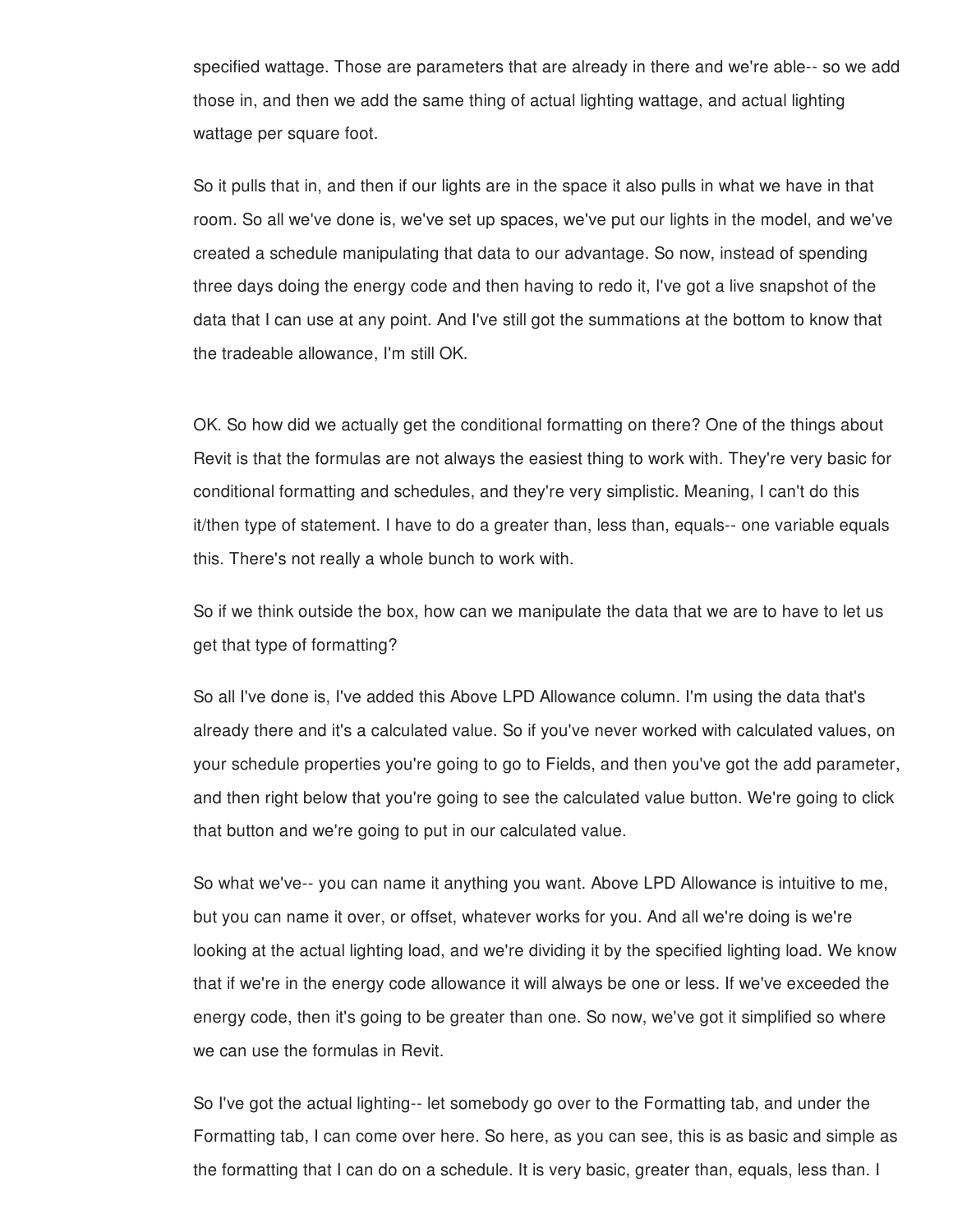specified wattage. Those are parameters that are already in there and we're able-- so we add those in, and then we add the same thing of actual lighting wattage, and actual lighting wattage per square foot.

So it pulls that in, and then if our lights are in the space it also pulls in what we have in that room. So all we've done is, we've set up spaces, we've put our lights in the model, and we've created a schedule manipulating that data to our advantage. So now, instead of spending three days doing the energy code and then having to redo it, I've got a live snapshot of the data that I can use at any point. And I've still got the summations at the bottom to know that the tradeable allowance, I'm still OK.

OK. So how did we actually get the conditional formatting on there? One of the things about Revit is that the formulas are not always the easiest thing to work with. They're very basic for conditional formatting and schedules, and they're very simplistic. Meaning, I can't do this it/then type of statement. I have to do a greater than, less than, equals-- one variable equals this. There's not really a whole bunch to work with.

So if we think outside the box, how can we manipulate the data that we are to have to let us get that type of formatting?

So all I've done is, I've added this Above LPD Allowance column. I'm using the data that's already there and it's a calculated value. So if you've never worked with calculated values, on your schedule properties you're going to go to Fields, and then you've got the add parameter, and then right below that you're going to see the calculated value button. We're going to click that button and we're going to put in our calculated value.

So what we've-- you can name it anything you want. Above LPD Allowance is intuitive to me, but you can name it over, or offset, whatever works for you. And all we're doing is we're looking at the actual lighting load, and we're dividing it by the specified lighting load. We know that if we're in the energy code allowance it will always be one or less. If we've exceeded the energy code, then it's going to be greater than one. So now, we've got it simplified so where we can use the formulas in Revit.

So I've got the actual lighting-- let somebody go over to the Formatting tab, and under the Formatting tab, I can come over here. So here, as you can see, this is as basic and simple as the formatting that I can do on a schedule. It is very basic, greater than, equals, less than. I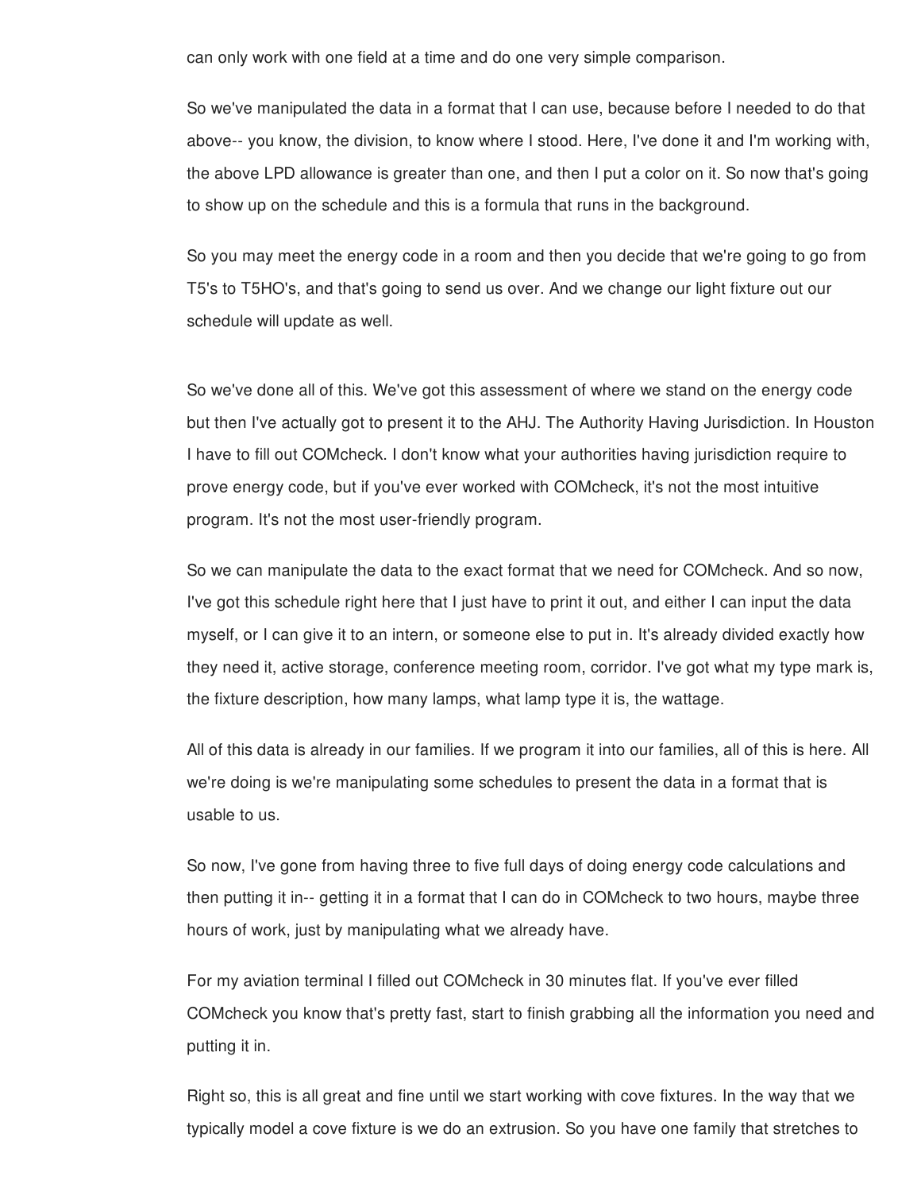can only work with one field at a time and do one very simple comparison.

So we've manipulated the data in a format that I can use, because before I needed to do that above-- you know, the division, to know where I stood. Here, I've done it and I'm working with, the above LPD allowance is greater than one, and then I put a color on it. So now that's going to show up on the schedule and this is a formula that runs in the background.

So you may meet the energy code in a room and then you decide that we're going to go from T5's to T5HO's, and that's going to send us over. And we change our light fixture out our schedule will update as well.

So we've done all of this. We've got this assessment of where we stand on the energy code but then I've actually got to present it to the AHJ. The Authority Having Jurisdiction. In Houston I have to fill out COMcheck. I don't know what your authorities having jurisdiction require to prove energy code, but if you've ever worked with COMcheck, it's not the most intuitive program. It's not the most user-friendly program.

So we can manipulate the data to the exact format that we need for COMcheck. And so now, I've got this schedule right here that I just have to print it out, and either I can input the data myself, or I can give it to an intern, or someone else to put in. It's already divided exactly how they need it, active storage, conference meeting room, corridor. I've got what my type mark is, the fixture description, how many lamps, what lamp type it is, the wattage.

All of this data is already in our families. If we program it into our families, all of this is here. All we're doing is we're manipulating some schedules to present the data in a format that is usable to us.

So now, I've gone from having three to five full days of doing energy code calculations and then putting it in-- getting it in a format that I can do in COMcheck to two hours, maybe three hours of work, just by manipulating what we already have.

For my aviation terminal I filled out COMcheck in 30 minutes flat. If you've ever filled COMcheck you know that's pretty fast, start to finish grabbing all the information you need and putting it in.

Right so, this is all great and fine until we start working with cove fixtures. In the way that we typically model a cove fixture is we do an extrusion. So you have one family that stretches to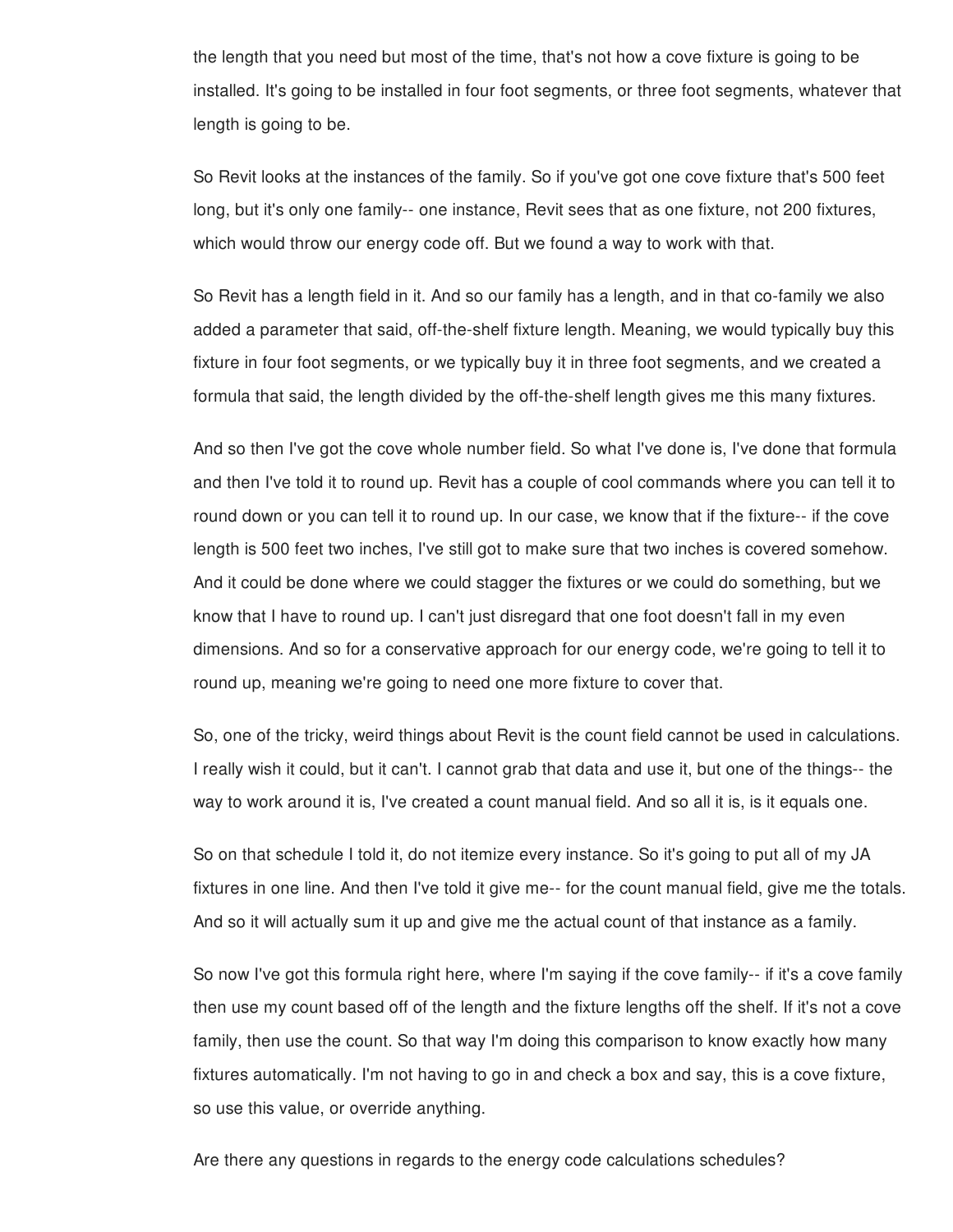the length that you need but most of the time, that's not how a cove fixture is going to be installed. It's going to be installed in four foot segments, or three foot segments, whatever that length is going to be.

So Revit looks at the instances of the family. So if you've got one cove fixture that's 500 feet long, but it's only one family-- one instance, Revit sees that as one fixture, not 200 fixtures, which would throw our energy code off. But we found a way to work with that.

So Revit has a length field in it. And so our family has a length, and in that co-family we also added a parameter that said, off-the-shelf fixture length. Meaning, we would typically buy this fixture in four foot segments, or we typically buy it in three foot segments, and we created a formula that said, the length divided by the off-the-shelf length gives me this many fixtures.

And so then I've got the cove whole number field. So what I've done is, I've done that formula and then I've told it to round up. Revit has a couple of cool commands where you can tell it to round down or you can tell it to round up. In our case, we know that if the fixture-- if the cove length is 500 feet two inches, I've still got to make sure that two inches is covered somehow. And it could be done where we could stagger the fixtures or we could do something, but we know that I have to round up. I can't just disregard that one foot doesn't fall in my even dimensions. And so for a conservative approach for our energy code, we're going to tell it to round up, meaning we're going to need one more fixture to cover that.

So, one of the tricky, weird things about Revit is the count field cannot be used in calculations. I really wish it could, but it can't. I cannot grab that data and use it, but one of the things-- the way to work around it is, I've created a count manual field. And so all it is, is it equals one.

So on that schedule I told it, do not itemize every instance. So it's going to put all of my JA fixtures in one line. And then I've told it give me-- for the count manual field, give me the totals. And so it will actually sum it up and give me the actual count of that instance as a family.

So now I've got this formula right here, where I'm saying if the cove family-- if it's a cove family then use my count based off of the length and the fixture lengths off the shelf. If it's not a cove family, then use the count. So that way I'm doing this comparison to know exactly how many fixtures automatically. I'm not having to go in and check a box and say, this is a cove fixture, so use this value, or override anything.

Are there any questions in regards to the energy code calculations schedules?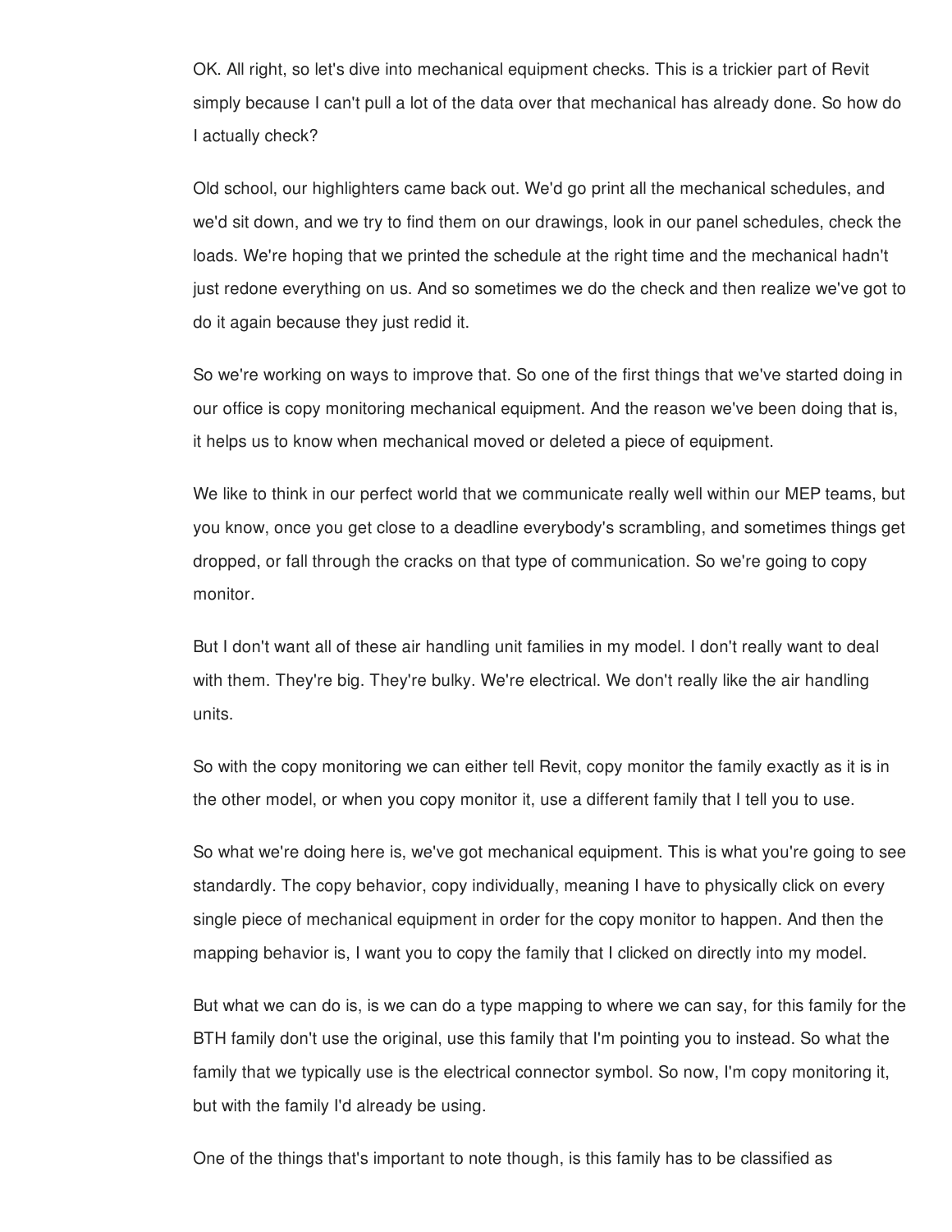OK. All right, so let's dive into mechanical equipment checks. This is a trickier part of Revit simply because I can't pull a lot of the data over that mechanical has already done. So how do I actually check?

Old school, our highlighters came back out. We'd go print all the mechanical schedules, and we'd sit down, and we try to find them on our drawings, look in our panel schedules, check the loads. We're hoping that we printed the schedule at the right time and the mechanical hadn't just redone everything on us. And so sometimes we do the check and then realize we've got to do it again because they just redid it.

So we're working on ways to improve that. So one of the first things that we've started doing in our office is copy monitoring mechanical equipment. And the reason we've been doing that is, it helps us to know when mechanical moved or deleted a piece of equipment.

We like to think in our perfect world that we communicate really well within our MEP teams, but you know, once you get close to a deadline everybody's scrambling, and sometimes things get dropped, or fall through the cracks on that type of communication. So we're going to copy monitor.

But I don't want all of these air handling unit families in my model. I don't really want to deal with them. They're big. They're bulky. We're electrical. We don't really like the air handling units.

So with the copy monitoring we can either tell Revit, copy monitor the family exactly as it is in the other model, or when you copy monitor it, use a different family that I tell you to use.

So what we're doing here is, we've got mechanical equipment. This is what you're going to see standardly. The copy behavior, copy individually, meaning I have to physically click on every single piece of mechanical equipment in order for the copy monitor to happen. And then the mapping behavior is, I want you to copy the family that I clicked on directly into my model.

But what we can do is, is we can do a type mapping to where we can say, for this family for the BTH family don't use the original, use this family that I'm pointing you to instead. So what the family that we typically use is the electrical connector symbol. So now, I'm copy monitoring it, but with the family I'd already be using.

One of the things that's important to note though, is this family has to be classified as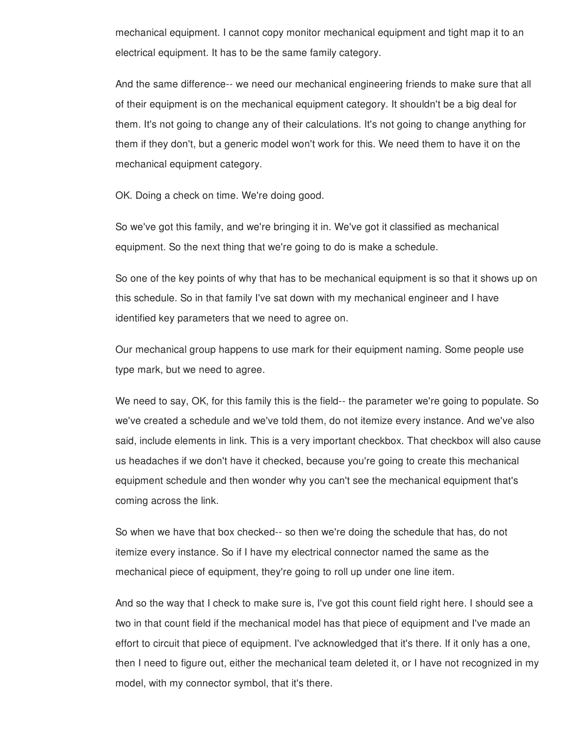mechanical equipment. I cannot copy monitor mechanical equipment and tight map it to an electrical equipment. It has to be the same family category.

And the same difference-- we need our mechanical engineering friends to make sure that all of their equipment is on the mechanical equipment category. It shouldn't be a big deal for them. It's not going to change any of their calculations. It's not going to change anything for them if they don't, but a generic model won't work for this. We need them to have it on the mechanical equipment category.

OK. Doing a check on time. We're doing good.

So we've got this family, and we're bringing it in. We've got it classified as mechanical equipment. So the next thing that we're going to do is make a schedule.

So one of the key points of why that has to be mechanical equipment is so that it shows up on this schedule. So in that family I've sat down with my mechanical engineer and I have identified key parameters that we need to agree on.

Our mechanical group happens to use mark for their equipment naming. Some people use type mark, but we need to agree.

We need to say, OK, for this family this is the field-- the parameter we're going to populate. So we've created a schedule and we've told them, do not itemize every instance. And we've also said, include elements in link. This is a very important checkbox. That checkbox will also cause us headaches if we don't have it checked, because you're going to create this mechanical equipment schedule and then wonder why you can't see the mechanical equipment that's coming across the link.

So when we have that box checked-- so then we're doing the schedule that has, do not itemize every instance. So if I have my electrical connector named the same as the mechanical piece of equipment, they're going to roll up under one line item.

And so the way that I check to make sure is, I've got this count field right here. I should see a two in that count field if the mechanical model has that piece of equipment and I've made an effort to circuit that piece of equipment. I've acknowledged that it's there. If it only has a one, then I need to figure out, either the mechanical team deleted it, or I have not recognized in my model, with my connector symbol, that it's there.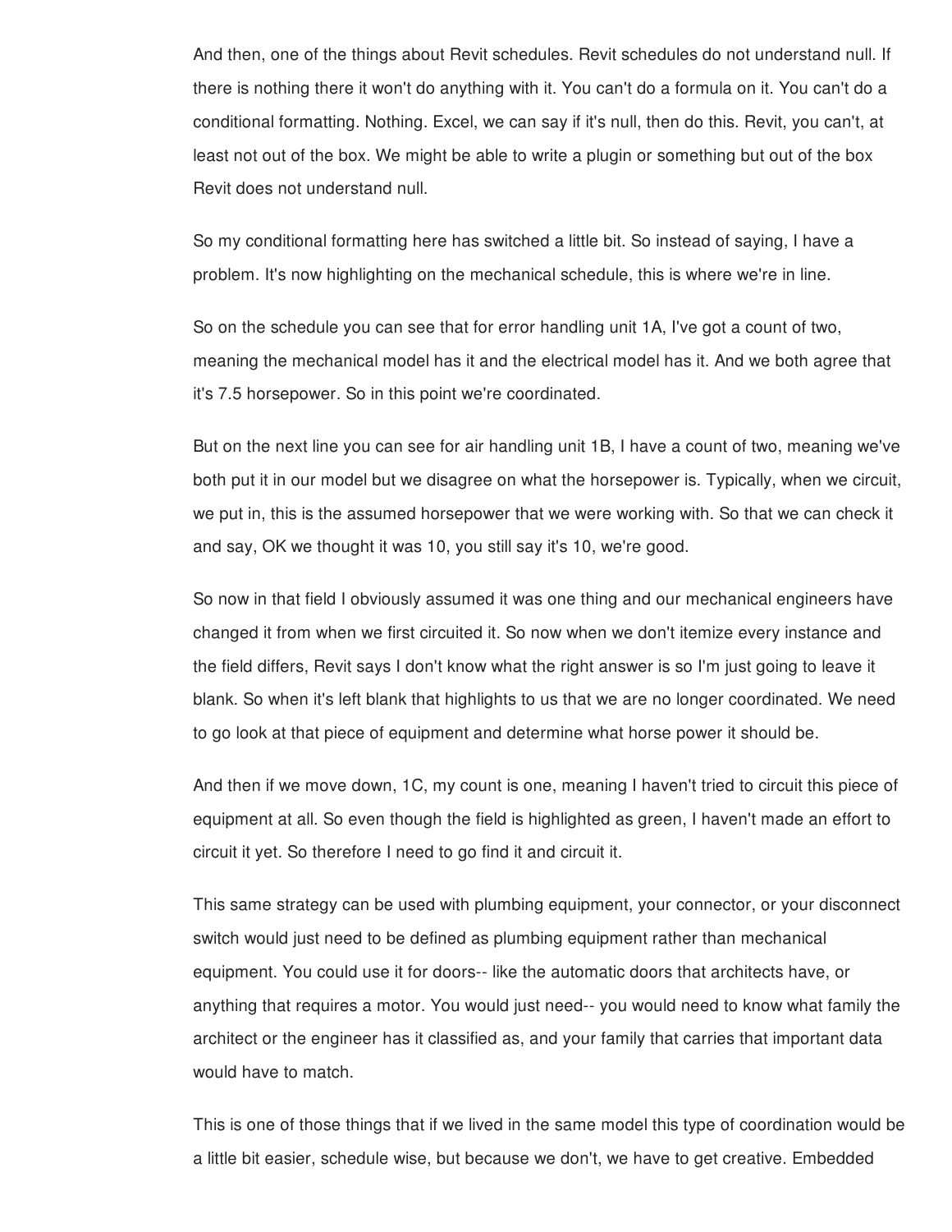And then, one of the things about Revit schedules. Revit schedules do not understand null. If there is nothing there it won't do anything with it. You can't do a formula on it. You can't do a conditional formatting. Nothing. Excel, we can say if it's null, then do this. Revit, you can't, at least not out of the box. We might be able to write a plugin or something but out of the box Revit does not understand null.

So my conditional formatting here has switched a little bit. So instead of saying, I have a problem. It's now highlighting on the mechanical schedule, this is where we're in line.

So on the schedule you can see that for error handling unit 1A, I've got a count of two, meaning the mechanical model has it and the electrical model has it. And we both agree that it's 7.5 horsepower. So in this point we're coordinated.

But on the next line you can see for air handling unit 1B, I have a count of two, meaning we've both put it in our model but we disagree on what the horsepower is. Typically, when we circuit, we put in, this is the assumed horsepower that we were working with. So that we can check it and say, OK we thought it was 10, you still say it's 10, we're good.

So now in that field I obviously assumed it was one thing and our mechanical engineers have changed it from when we first circuited it. So now when we don't itemize every instance and the field differs, Revit says I don't know what the right answer is so I'm just going to leave it blank. So when it's left blank that highlights to us that we are no longer coordinated. We need to go look at that piece of equipment and determine what horse power it should be.

And then if we move down, 1C, my count is one, meaning I haven't tried to circuit this piece of equipment at all. So even though the field is highlighted as green, I haven't made an effort to circuit it yet. So therefore I need to go find it and circuit it.

This same strategy can be used with plumbing equipment, your connector, or your disconnect switch would just need to be defined as plumbing equipment rather than mechanical equipment. You could use it for doors-- like the automatic doors that architects have, or anything that requires a motor. You would just need-- you would need to know what family the architect or the engineer has it classified as, and your family that carries that important data would have to match.

This is one of those things that if we lived in the same model this type of coordination would be a little bit easier, schedule wise, but because we don't, we have to get creative. Embedded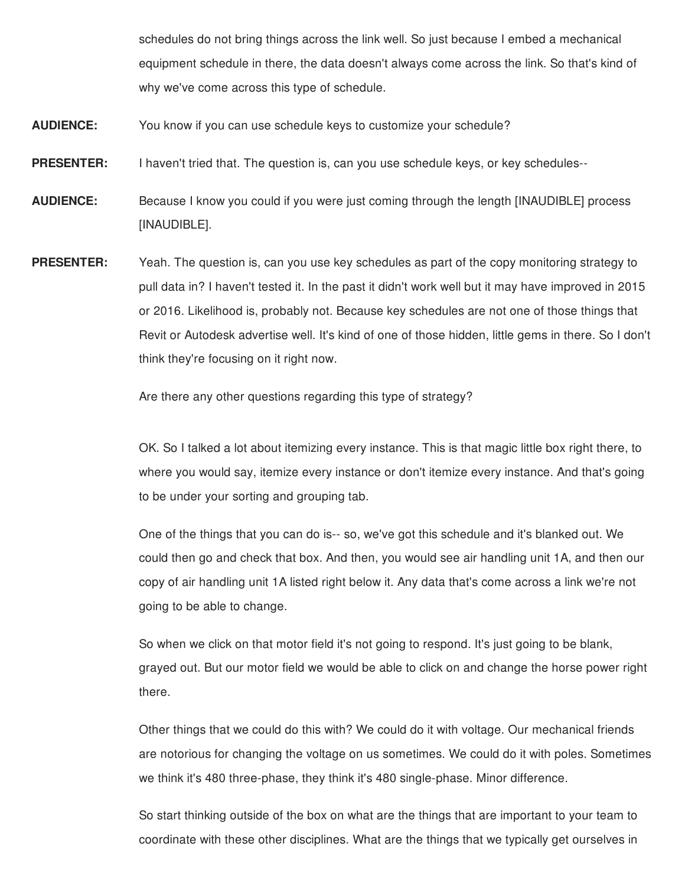schedules do not bring things across the link well. So just because I embed a mechanical equipment schedule in there, the data doesn't always come across the link. So that's kind of why we've come across this type of schedule.

**AUDIENCE:** You know if you can use schedule keys to customize your schedule?

**PRESENTER:** I haven't tried that. The question is, can you use schedule keys, or key schedules--

**AUDIENCE:** Because I know you could if you were just coming through the length [INAUDIBLE] process [INAUDIBLE].

**PRESENTER:** Yeah. The question is, can you use key schedules as part of the copy monitoring strategy to pull data in? I haven't tested it. In the past it didn't work well but it may have improved in 2015 or 2016. Likelihood is, probably not. Because key schedules are not one of those things that Revit or Autodesk advertise well. It's kind of one of those hidden, little gems in there. So I don't think they're focusing on it right now.

Are there any other questions regarding this type of strategy?

OK. So I talked a lot about itemizing every instance. This is that magic little box right there, to where you would say, itemize every instance or don't itemize every instance. And that's going to be under your sorting and grouping tab.

One of the things that you can do is-- so, we've got this schedule and it's blanked out. We could then go and check that box. And then, you would see air handling unit 1A, and then our copy of air handling unit 1A listed right below it. Any data that's come across a link we're not going to be able to change.

So when we click on that motor field it's not going to respond. It's just going to be blank, grayed out. But our motor field we would be able to click on and change the horse power right there.

Other things that we could do this with? We could do it with voltage. Our mechanical friends are notorious for changing the voltage on us sometimes. We could do it with poles. Sometimes we think it's 480 three-phase, they think it's 480 single-phase. Minor difference.

So start thinking outside of the box on what are the things that are important to your team to coordinate with these other disciplines. What are the things that we typically get ourselves in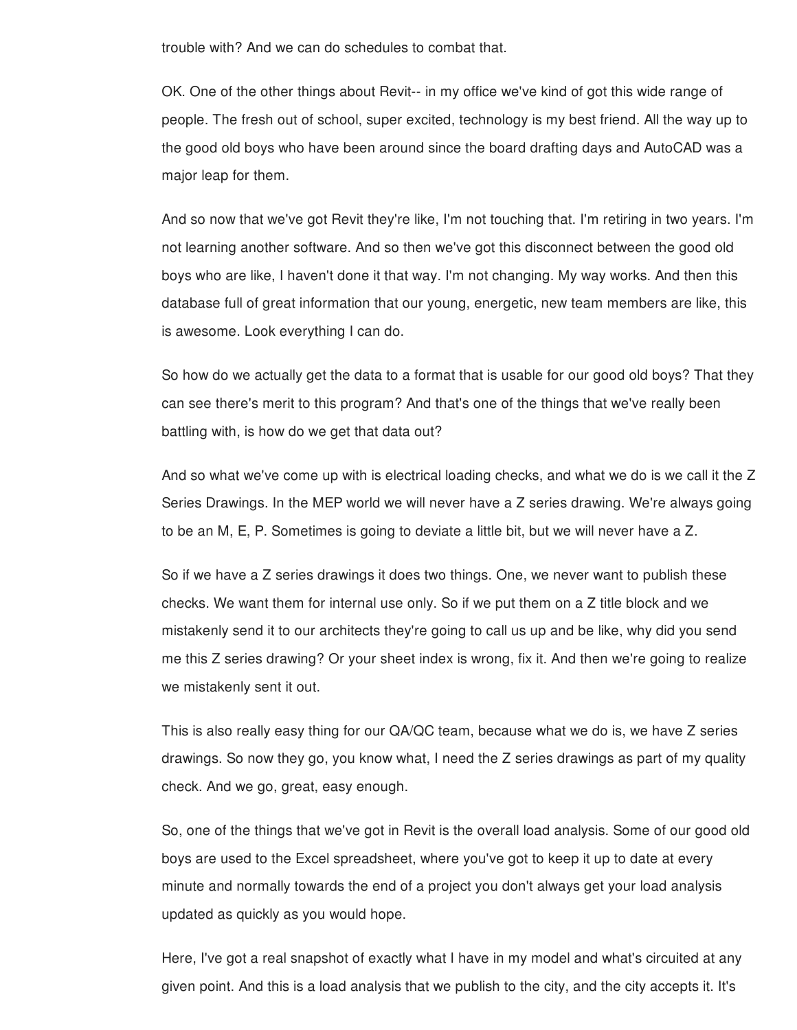trouble with? And we can do schedules to combat that.

OK. One of the other things about Revit-- in my office we've kind of got this wide range of people. The fresh out of school, super excited, technology is my best friend. All the way up to the good old boys who have been around since the board drafting days and AutoCAD was a major leap for them.

And so now that we've got Revit they're like, I'm not touching that. I'm retiring in two years. I'm not learning another software. And so then we've got this disconnect between the good old boys who are like, I haven't done it that way. I'm not changing. My way works. And then this database full of great information that our young, energetic, new team members are like, this is awesome. Look everything I can do.

So how do we actually get the data to a format that is usable for our good old boys? That they can see there's merit to this program? And that's one of the things that we've really been battling with, is how do we get that data out?

And so what we've come up with is electrical loading checks, and what we do is we call it the Z Series Drawings. In the MEP world we will never have a Z series drawing. We're always going to be an M, E, P. Sometimes is going to deviate a little bit, but we will never have a Z.

So if we have a Z series drawings it does two things. One, we never want to publish these checks. We want them for internal use only. So if we put them on a Z title block and we mistakenly send it to our architects they're going to call us up and be like, why did you send me this Z series drawing? Or your sheet index is wrong, fix it. And then we're going to realize we mistakenly sent it out.

This is also really easy thing for our QA/QC team, because what we do is, we have Z series drawings. So now they go, you know what, I need the Z series drawings as part of my quality check. And we go, great, easy enough.

So, one of the things that we've got in Revit is the overall load analysis. Some of our good old boys are used to the Excel spreadsheet, where you've got to keep it up to date at every minute and normally towards the end of a project you don't always get your load analysis updated as quickly as you would hope.

Here, I've got a real snapshot of exactly what I have in my model and what's circuited at any given point. And this is a load analysis that we publish to the city, and the city accepts it. It's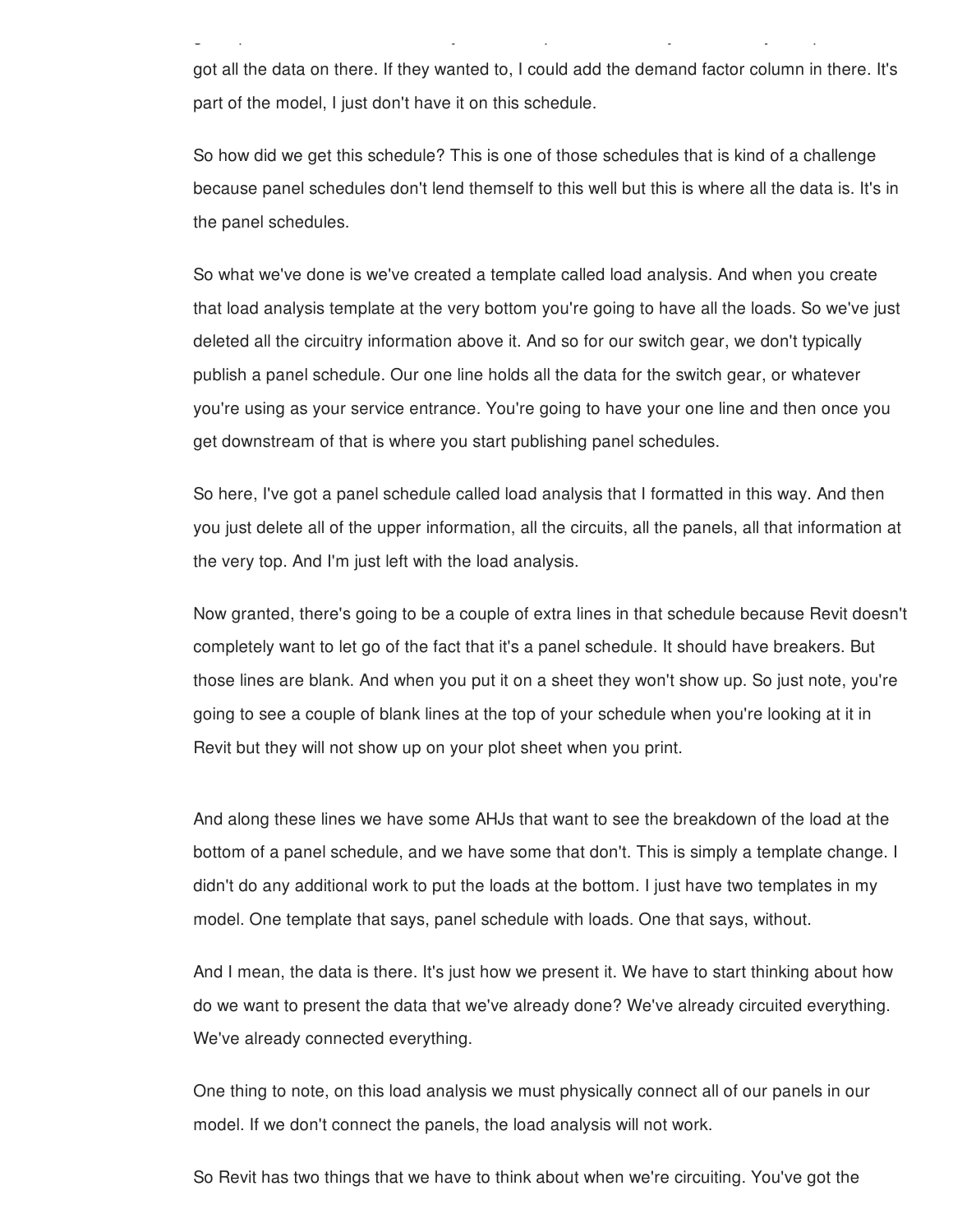got all the data on there. If they wanted to, I could add the demand factor column in there. It's part of the model, I just don't have it on this schedule.

So how did we get this schedule? This is one of those schedules that is kind of a challenge because panel schedules don't lend themself to this well but this is where all the data is. It's in the panel schedules.

So what we've done is we've created a template called load analysis. And when you create that load analysis template at the very bottom you're going to have all the loads. So we've just deleted all the circuitry information above it. And so for our switch gear, we don't typically publish a panel schedule. Our one line holds all the data for the switch gear, or whatever you're using as your service entrance. You're going to have your one line and then once you get downstream of that is where you start publishing panel schedules.

So here, I've got a panel schedule called load analysis that I formatted in this way. And then you just delete all of the upper information, all the circuits, all the panels, all that information at the very top. And I'm just left with the load analysis.

Now granted, there's going to be a couple of extra lines in that schedule because Revit doesn't completely want to let go of the fact that it's a panel schedule. It should have breakers. But those lines are blank. And when you put it on a sheet they won't show up. So just note, you're going to see a couple of blank lines at the top of your schedule when you're looking at it in Revit but they will not show up on your plot sheet when you print.

And along these lines we have some AHJs that want to see the breakdown of the load at the bottom of a panel schedule, and we have some that don't. This is simply a template change. I didn't do any additional work to put the loads at the bottom. I just have two templates in my model. One template that says, panel schedule with loads. One that says, without.

And I mean, the data is there. It's just how we present it. We have to start thinking about how do we want to present the data that we've already done? We've already circuited everything. We've already connected everything.

One thing to note, on this load analysis we must physically connect all of our panels in our model. If we don't connect the panels, the load analysis will not work.

So Revit has two things that we have to think about when we're circuiting. You've got the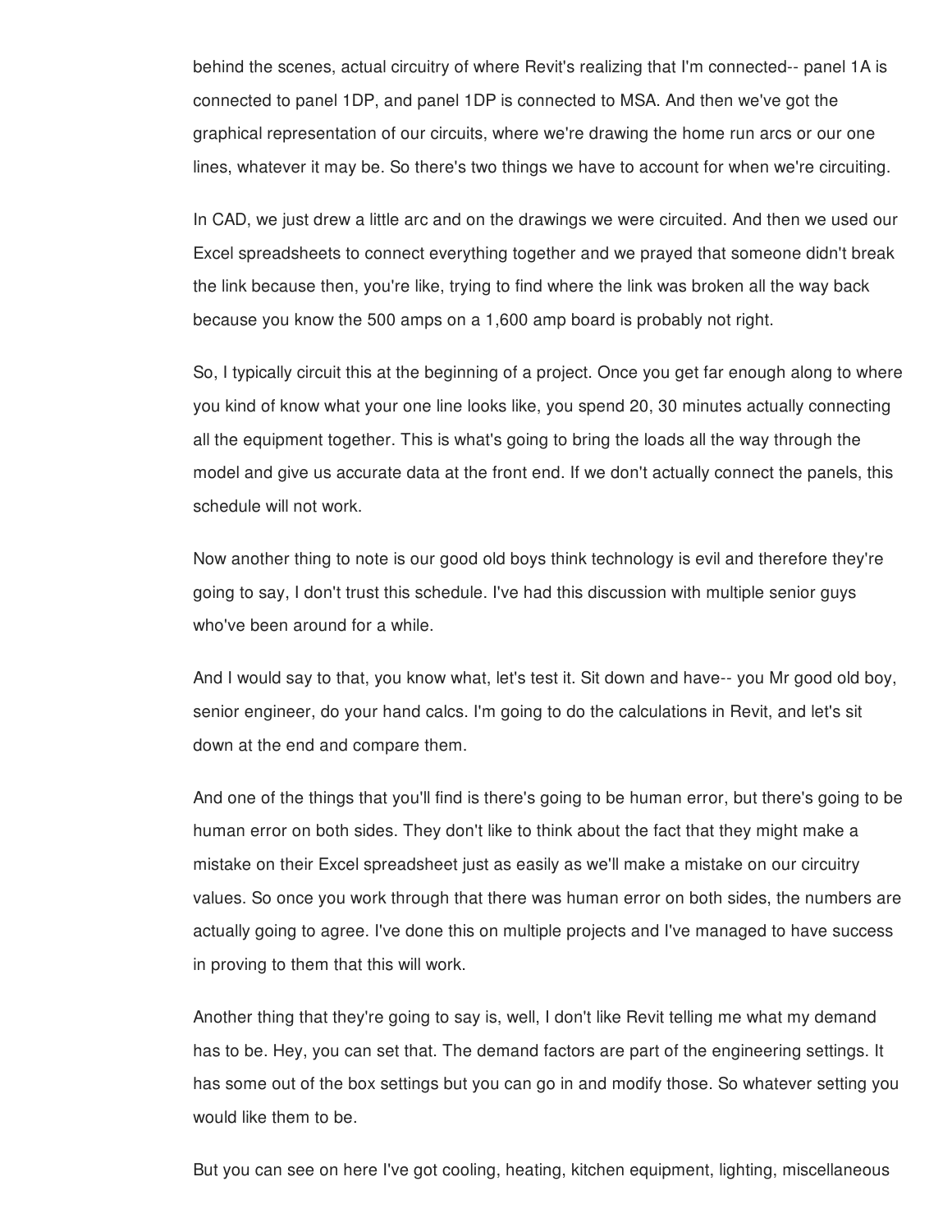behind the scenes, actual circuitry of where Revit's realizing that I'm connected-- panel 1A is connected to panel 1DP, and panel 1DP is connected to MSA. And then we've got the graphical representation of our circuits, where we're drawing the home run arcs or our one lines, whatever it may be. So there's two things we have to account for when we're circuiting.

In CAD, we just drew a little arc and on the drawings we were circuited. And then we used our Excel spreadsheets to connect everything together and we prayed that someone didn't break the link because then, you're like, trying to find where the link was broken all the way back because you know the 500 amps on a 1,600 amp board is probably not right.

So, I typically circuit this at the beginning of a project. Once you get far enough along to where you kind of know what your one line looks like, you spend 20, 30 minutes actually connecting all the equipment together. This is what's going to bring the loads all the way through the model and give us accurate data at the front end. If we don't actually connect the panels, this schedule will not work.

Now another thing to note is our good old boys think technology is evil and therefore they're going to say, I don't trust this schedule. I've had this discussion with multiple senior guys who've been around for a while.

And I would say to that, you know what, let's test it. Sit down and have-- you Mr good old boy, senior engineer, do your hand calcs. I'm going to do the calculations in Revit, and let's sit down at the end and compare them.

And one of the things that you'll find is there's going to be human error, but there's going to be human error on both sides. They don't like to think about the fact that they might make a mistake on their Excel spreadsheet just as easily as we'll make a mistake on our circuitry values. So once you work through that there was human error on both sides, the numbers are actually going to agree. I've done this on multiple projects and I've managed to have success in proving to them that this will work.

Another thing that they're going to say is, well, I don't like Revit telling me what my demand has to be. Hey, you can set that. The demand factors are part of the engineering settings. It has some out of the box settings but you can go in and modify those. So whatever setting you would like them to be.

But you can see on here I've got cooling, heating, kitchen equipment, lighting, miscellaneous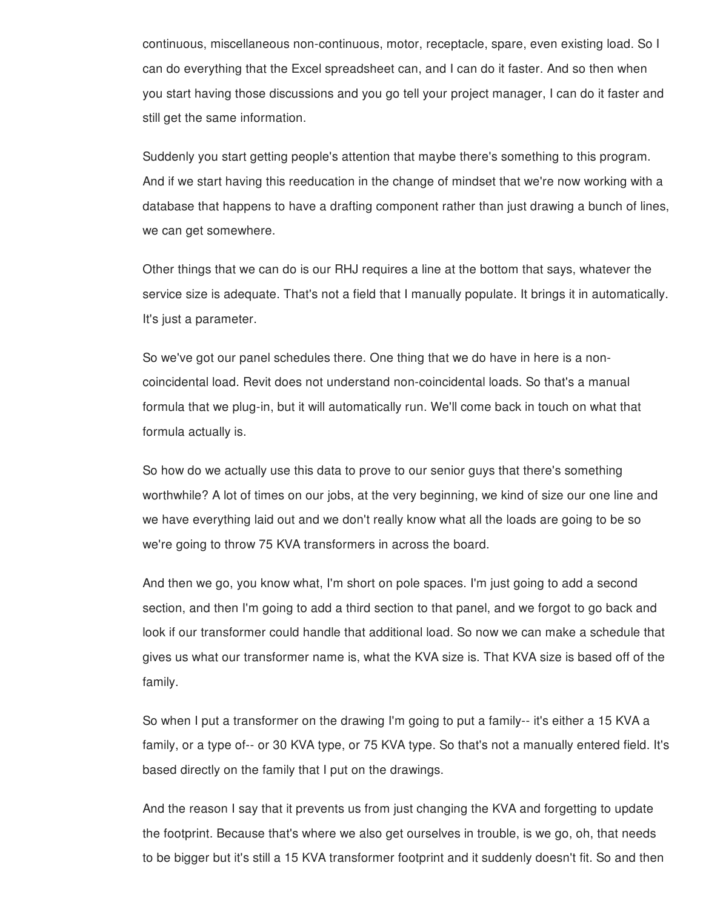continuous, miscellaneous non-continuous, motor, receptacle, spare, even existing load. So I can do everything that the Excel spreadsheet can, and I can do it faster. And so then when you start having those discussions and you go tell your project manager, I can do it faster and still get the same information.

Suddenly you start getting people's attention that maybe there's something to this program. And if we start having this reeducation in the change of mindset that we're now working with a database that happens to have a drafting component rather than just drawing a bunch of lines, we can get somewhere.

Other things that we can do is our RHJ requires a line at the bottom that says, whatever the service size is adequate. That's not a field that I manually populate. It brings it in automatically. It's just a parameter.

So we've got our panel schedules there. One thing that we do have in here is a non-coincidental load. Revit does not understand non-coincidental loads. So that's a manual formula that we plug-in, but it will automatically run. We'll come back in touch on what that formula actually is.

So how do we actually use this data to prove to our senior guys that there's something worthwhile? A lot of times on our jobs, at the very beginning, we kind of size our one line and we have everything laid out and we don't really know what all the loads are going to be so we're going to throw 75 KVA transformers in across the board.

And then we go, you know what, I'm short on pole spaces. I'm just going to add a second section, and then I'm going to add a third section to that panel, and we forgot to go back and look if our transformer could handle that additional load. So now we can make a schedule that gives us what our transformer name is, what the KVA size is. That KVA size is based off of the family.

So when I put a transformer on the drawing I'm going to put a family-- it's either a 15 KVA a family, or a type of-- or 30 KVA type, or 75 KVA type. So that's not a manually entered field. It's based directly on the family that I put on the drawings.

And the reason I say that it prevents us from just changing the KVA and forgetting to update the footprint. Because that's where we also get ourselves in trouble, is we go, oh, that needs to be bigger but it's still a 15 KVA transformer footprint and it suddenly doesn't fit. So and then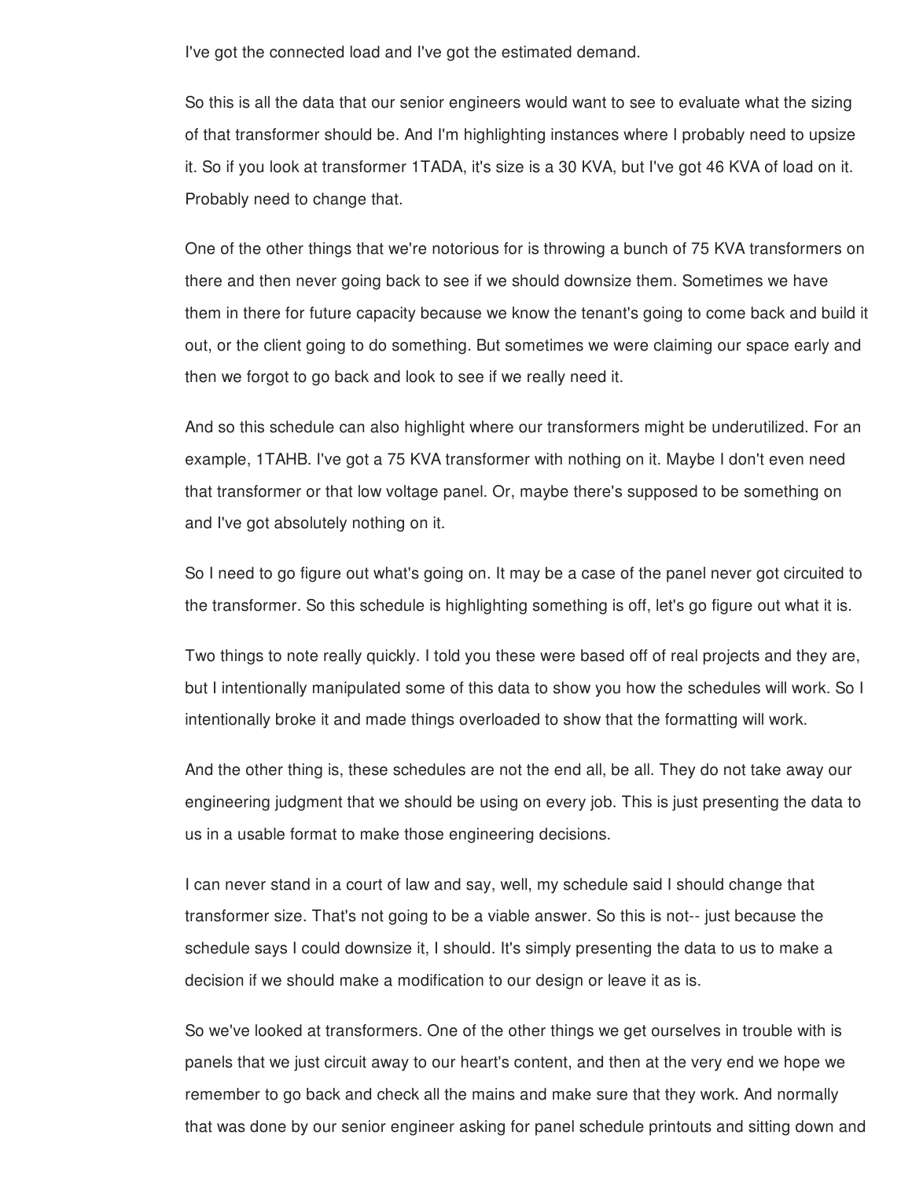I've got the connected load and I've got the estimated demand.

So this is all the data that our senior engineers would want to see to evaluate what the sizing of that transformer should be. And I'm highlighting instances where I probably need to upsize it. So if you look at transformer 1TADA, it's size is a 30 KVA, but I've got 46 KVA of load on it. Probably need to change that.

One of the other things that we're notorious for is throwing a bunch of 75 KVA transformers on there and then never going back to see if we should downsize them. Sometimes we have them in there for future capacity because we know the tenant's going to come back and build it out, or the client going to do something. But sometimes we were claiming our space early and then we forgot to go back and look to see if we really need it.

And so this schedule can also highlight where our transformers might be underutilized. For an example, 1TAHB. I've got a 75 KVA transformer with nothing on it. Maybe I don't even need that transformer or that low voltage panel. Or, maybe there's supposed to be something on and I've got absolutely nothing on it.

So I need to go figure out what's going on. It may be a case of the panel never got circuited to the transformer. So this schedule is highlighting something is off, let's go figure out what it is.

Two things to note really quickly. I told you these were based off of real projects and they are, but I intentionally manipulated some of this data to show you how the schedules will work. So I intentionally broke it and made things overloaded to show that the formatting will work.

And the other thing is, these schedules are not the end all, be all. They do not take away our engineering judgment that we should be using on every job. This is just presenting the data to us in a usable format to make those engineering decisions.

I can never stand in a court of law and say, well, my schedule said I should change that transformer size. That's not going to be a viable answer. So this is not-- just because the schedule says I could downsize it, I should. It's simply presenting the data to us to make a decision if we should make a modification to our design or leave it as is.

So we've looked at transformers. One of the other things we get ourselves in trouble with is panels that we just circuit away to our heart's content, and then at the very end we hope we remember to go back and check all the mains and make sure that they work. And normally that was done by our senior engineer asking for panel schedule printouts and sitting down and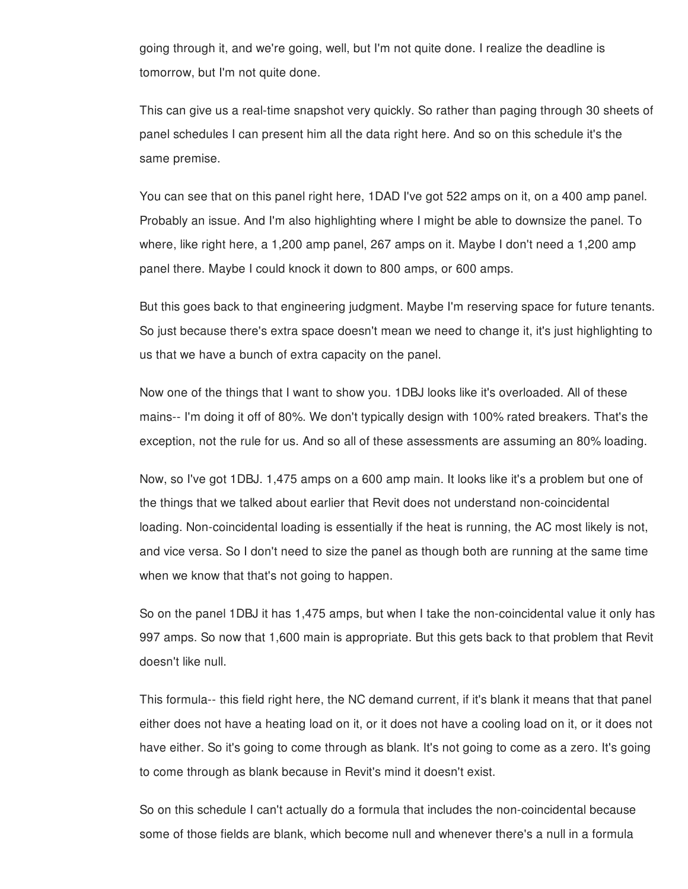going through it, and we're going, well, but I'm not quite done. I realize the deadline is tomorrow, but I'm not quite done.

This can give us a real-time snapshot very quickly. So rather than paging through 30 sheets of panel schedules I can present him all the data right here. And so on this schedule it's the same premise.

You can see that on this panel right here, 1DAD I've got 522 amps on it, on a 400 amp panel. Probably an issue. And I'm also highlighting where I might be able to downsize the panel. To where, like right here, a 1,200 amp panel, 267 amps on it. Maybe I don't need a 1,200 amp panel there. Maybe I could knock it down to 800 amps, or 600 amps.

But this goes back to that engineering judgment. Maybe I'm reserving space for future tenants. So just because there's extra space doesn't mean we need to change it, it's just highlighting to us that we have a bunch of extra capacity on the panel.

Now one of the things that I want to show you. 1DBJ looks like it's overloaded. All of these mains-- I'm doing it off of 80%. We don't typically design with 100% rated breakers. That's the exception, not the rule for us. And so all of these assessments are assuming an 80% loading.

Now, so I've got 1DBJ. 1,475 amps on a 600 amp main. It looks like it's a problem but one of the things that we talked about earlier that Revit does not understand non-coincidental loading. Non-coincidental loading is essentially if the heat is running, the AC most likely is not, and vice versa. So I don't need to size the panel as though both are running at the same time when we know that that's not going to happen.

So on the panel 1DBJ it has 1,475 amps, but when I take the non-coincidental value it only has 997 amps. So now that 1,600 main is appropriate. But this gets back to that problem that Revit doesn't like null.

This formula-- this field right here, the NC demand current, if it's blank it means that that panel either does not have a heating load on it, or it does not have a cooling load on it, or it does not have either. So it's going to come through as blank. It's not going to come as a zero. It's going to come through as blank because in Revit's mind it doesn't exist.

So on this schedule I can't actually do a formula that includes the non-coincidental because some of those fields are blank, which become null and whenever there's a null in a formula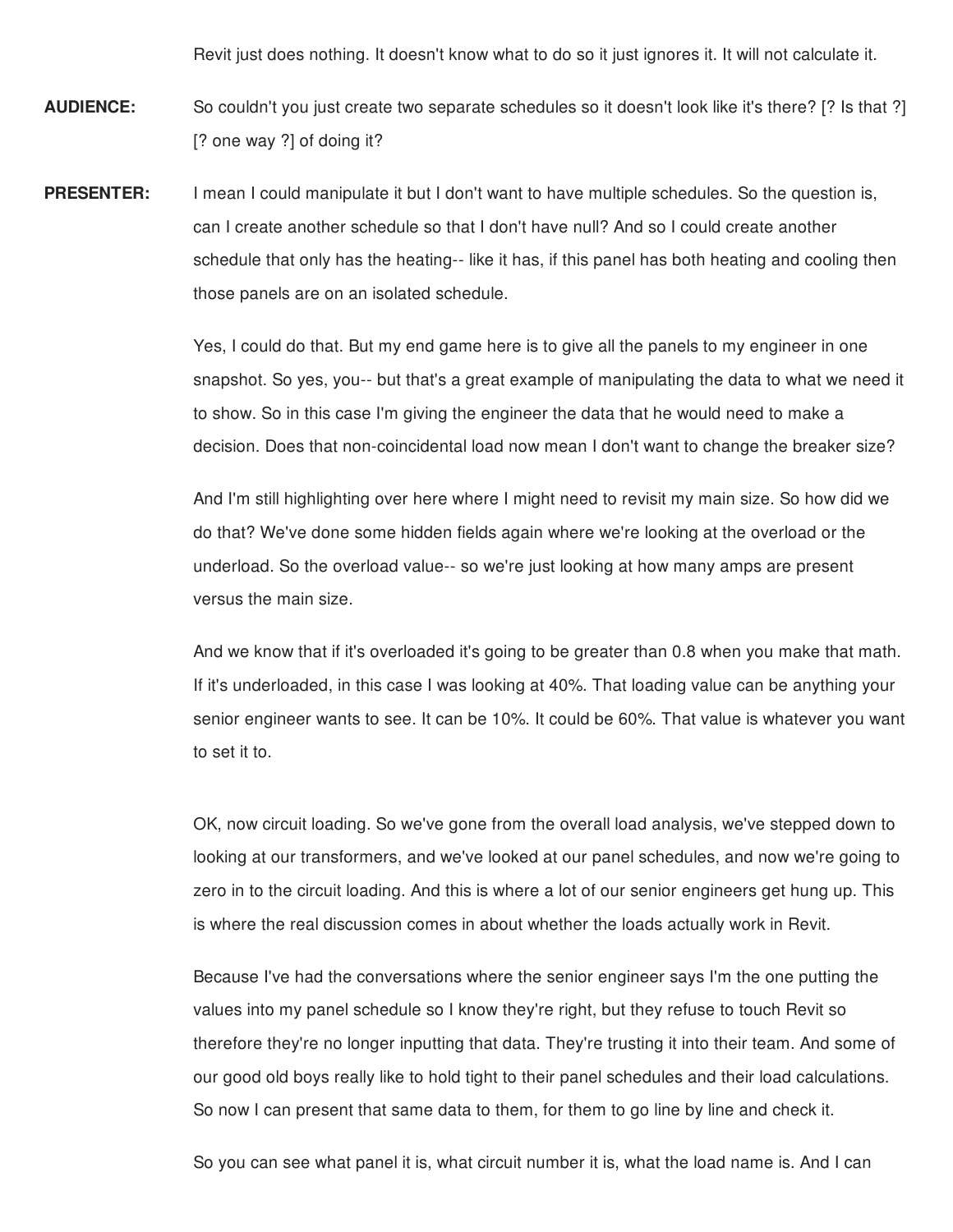Revit just does nothing. It doesn't know what to do so it just ignores it. It will not calculate it.

**AUDIENCE:** So couldn't you just create two separate schedules so it doesn't look like it's there? [? Is that ?] [? one way ?] of doing it?

**PRESENTER:** I mean I could manipulate it but I don't want to have multiple schedules. So the question is, can I create another schedule so that I don't have null? And so I could create another schedule that only has the heating-- like it has, if this panel has both heating and cooling then those panels are on an isolated schedule.

Yes, I could do that. But my end game here is to give all the panels to my engineer in one snapshot. So yes, you-- but that's a great example of manipulating the data to what we need it to show. So in this case I'm giving the engineer the data that he would need to make a decision. Does that non-coincidental load now mean I don't want to change the breaker size?

And I'm still highlighting over here where I might need to revisit my main size. So how did we do that? We've done some hidden fields again where we're looking at the overload or the underload. So the overload value-- so we're just looking at how many amps are present versus the main size.

And we know that if it's overloaded it's going to be greater than 0.8 when you make that math. If it's underloaded, in this case I was looking at 40%. That loading value can be anything your senior engineer wants to see. It can be 10%. It could be 60%. That value is whatever you want to set it to.

OK, now circuit loading. So we've gone from the overall load analysis, we've stepped down to looking at our transformers, and we've looked at our panel schedules, and now we're going to zero in to the circuit loading. And this is where a lot of our senior engineers get hung up. This is where the real discussion comes in about whether the loads actually work in Revit.

Because I've had the conversations where the senior engineer says I'm the one putting the values into my panel schedule so I know they're right, but they refuse to touch Revit so therefore they're no longer inputting that data. They're trusting it into their team. And some of our good old boys really like to hold tight to their panel schedules and their load calculations. So now I can present that same data to them, for them to go line by line and check it.

So you can see what panel it is, what circuit number it is, what the load name is. And I can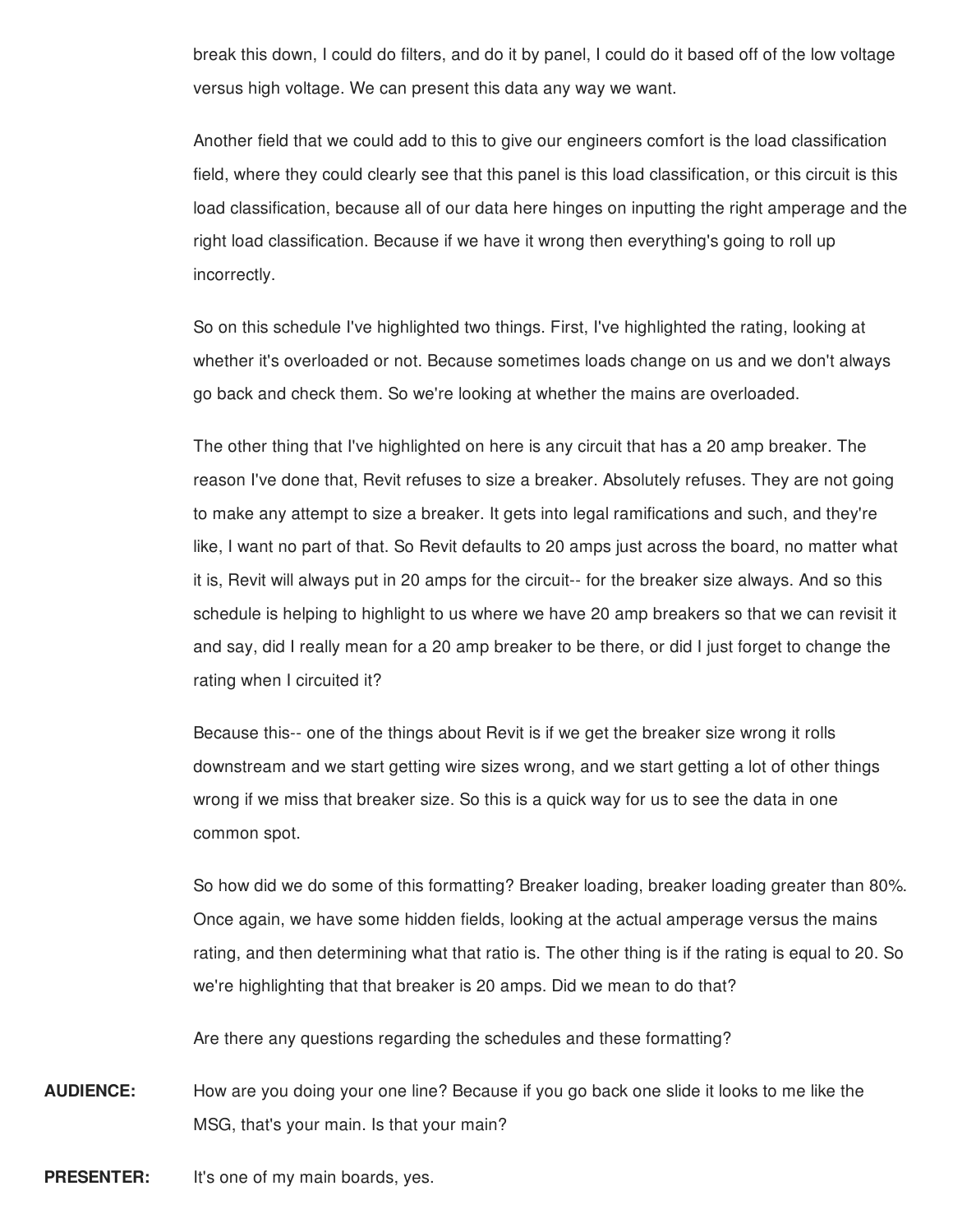break this down, I could do filters, and do it by panel, I could do it based off of the low voltage versus high voltage. We can present this data any way we want.

Another field that we could add to this to give our engineers comfort is the load classification field, where they could clearly see that this panel is this load classification, or this circuit is this load classification, because all of our data here hinges on inputting the right amperage and the right load classification. Because if we have it wrong then everything's going to roll up incorrectly.

So on this schedule I've highlighted two things. First, I've highlighted the rating, looking at whether it's overloaded or not. Because sometimes loads change on us and we don't always go back and check them. So we're looking at whether the mains are overloaded.

The other thing that I've highlighted on here is any circuit that has a 20 amp breaker. The reason I've done that, Revit refuses to size a breaker. Absolutely refuses. They are not going to make any attempt to size a breaker. It gets into legal ramifications and such, and they're like, I want no part of that. So Revit defaults to 20 amps just across the board, no matter what it is, Revit will always put in 20 amps for the circuit-- for the breaker size always. And so this schedule is helping to highlight to us where we have 20 amp breakers so that we can revisit it and say, did I really mean for a 20 amp breaker to be there, or did I just forget to change the rating when I circuited it?

Because this-- one of the things about Revit is if we get the breaker size wrong it rolls downstream and we start getting wire sizes wrong, and we start getting a lot of other things wrong if we miss that breaker size. So this is a quick way for us to see the data in one common spot.

So how did we do some of this formatting? Breaker loading, breaker loading greater than 80%. Once again, we have some hidden fields, looking at the actual amperage versus the mains rating, and then determining what that ratio is. The other thing is if the rating is equal to 20. So we're highlighting that that breaker is 20 amps. Did we mean to do that?

Are there any questions regarding the schedules and these formatting?

**AUDIENCE:** How are you doing your one line? Because if you go back one slide it looks to me like the MSG, that's your main. Is that your main?

**PRESENTER:** It's one of my main boards, yes.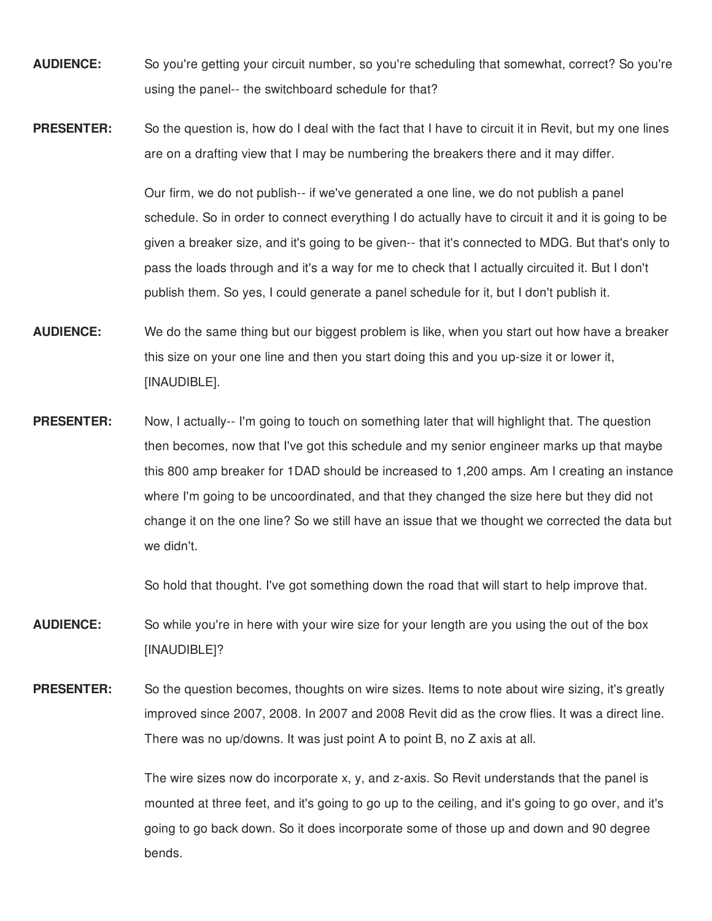**AUDIENCE:** So you're getting your circuit number, so you're scheduling that somewhat, correct? So you're using the panel-- the switchboard schedule for that?

**PRESENTER:** So the question is, how do I deal with the fact that I have to circuit it in Revit, but my one lines are on a drafting view that I may be numbering the breakers there and it may differ.

Our firm, we do not publish-- if we've generated a one line, we do not publish a panel schedule. So in order to connect everything I do actually have to circuit it and it is going to be given a breaker size, and it's going to be given-- that it's connected to MDG. But that's only to pass the loads through and it's a way for me to check that I actually circuited it. But I don't publish them. So yes, I could generate a panel schedule for it, but I don't publish it.

**AUDIENCE:** We do the same thing but our biggest problem is like, when you start out how have a breaker this size on your one line and then you start doing this and you up-size it or lower it, [INAUDIBLE].

**PRESENTER:** Now, I actually-- I'm going to touch on something later that will highlight that. The question then becomes, now that I've got this schedule and my senior engineer marks up that maybe this 800 amp breaker for 1DAD should be increased to 1,200 amps. Am I creating an instance where I'm going to be uncoordinated, and that they changed the size here but they did not change it on the one line? So we still have an issue that we thought we corrected the data but we didn't.

So hold that thought. I've got something down the road that will start to help improve that.

**AUDIENCE:** So while you're in here with your wire size for your length are you using the out of the box [INAUDIBLE]?

**PRESENTER:** So the question becomes, thoughts on wire sizes. Items to note about wire sizing, it's greatly improved since 2007, 2008. In 2007 and 2008 Revit did as the crow flies. It was a direct line. There was no up/downs. It was just point A to point B, no Z axis at all.

The wire sizes now do incorporate x, y, and z-axis. So Revit understands that the panel is mounted at three feet, and it's going to go up to the ceiling, and it's going to go over, and it's going to go back down. So it does incorporate some of those up and down and 90 degree bends.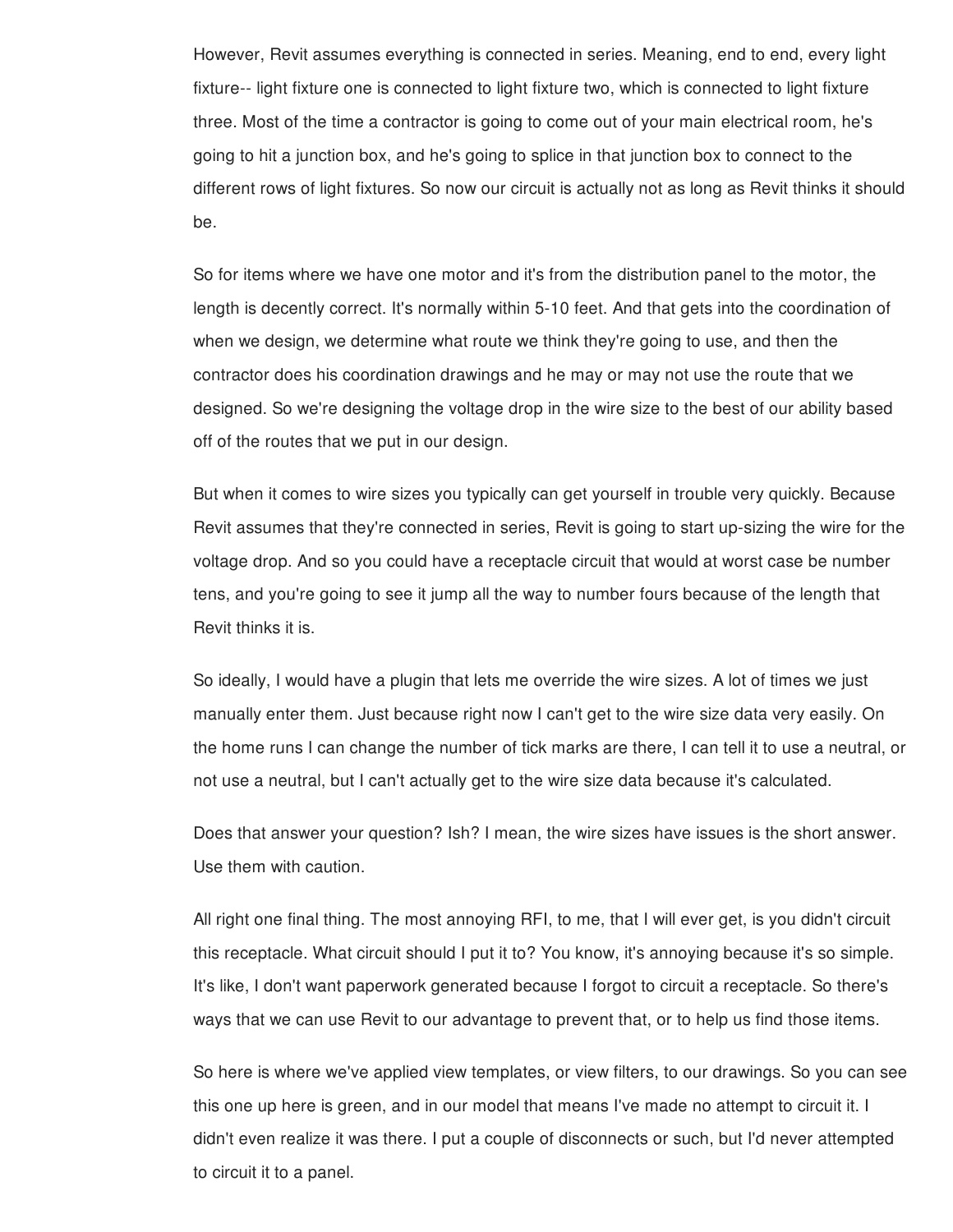However, Revit assumes everything is connected in series. Meaning, end to end, every light fixture-- light fixture one is connected to light fixture two, which is connected to light fixture three. Most of the time a contractor is going to come out of your main electrical room, he's going to hit a junction box, and he's going to splice in that junction box to connect to the different rows of light fixtures. So now our circuit is actually not as long as Revit thinks it should be.

So for items where we have one motor and it's from the distribution panel to the motor, the length is decently correct. It's normally within 5-10 feet. And that gets into the coordination of when we design, we determine what route we think they're going to use, and then the contractor does his coordination drawings and he may or may not use the route that we designed. So we're designing the voltage drop in the wire size to the best of our ability based off of the routes that we put in our design.

But when it comes to wire sizes you typically can get yourself in trouble very quickly. Because Revit assumes that they're connected in series, Revit is going to start up-sizing the wire for the voltage drop. And so you could have a receptacle circuit that would at worst case be number tens, and you're going to see it jump all the way to number fours because of the length that Revit thinks it is.

So ideally, I would have a plugin that lets me override the wire sizes. A lot of times we just manually enter them. Just because right now I can't get to the wire size data very easily. On the home runs I can change the number of tick marks are there, I can tell it to use a neutral, or not use a neutral, but I can't actually get to the wire size data because it's calculated.

Does that answer your question? Ish? I mean, the wire sizes have issues is the short answer. Use them with caution.

All right one final thing. The most annoying RFI, to me, that I will ever get, is you didn't circuit this receptacle. What circuit should I put it to? You know, it's annoying because it's so simple. It's like, I don't want paperwork generated because I forgot to circuit a receptacle. So there's ways that we can use Revit to our advantage to prevent that, or to help us find those items.

So here is where we've applied view templates, or view filters, to our drawings. So you can see this one up here is green, and in our model that means I've made no attempt to circuit it. I didn't even realize it was there. I put a couple of disconnects or such, but I'd never attempted to circuit it to a panel.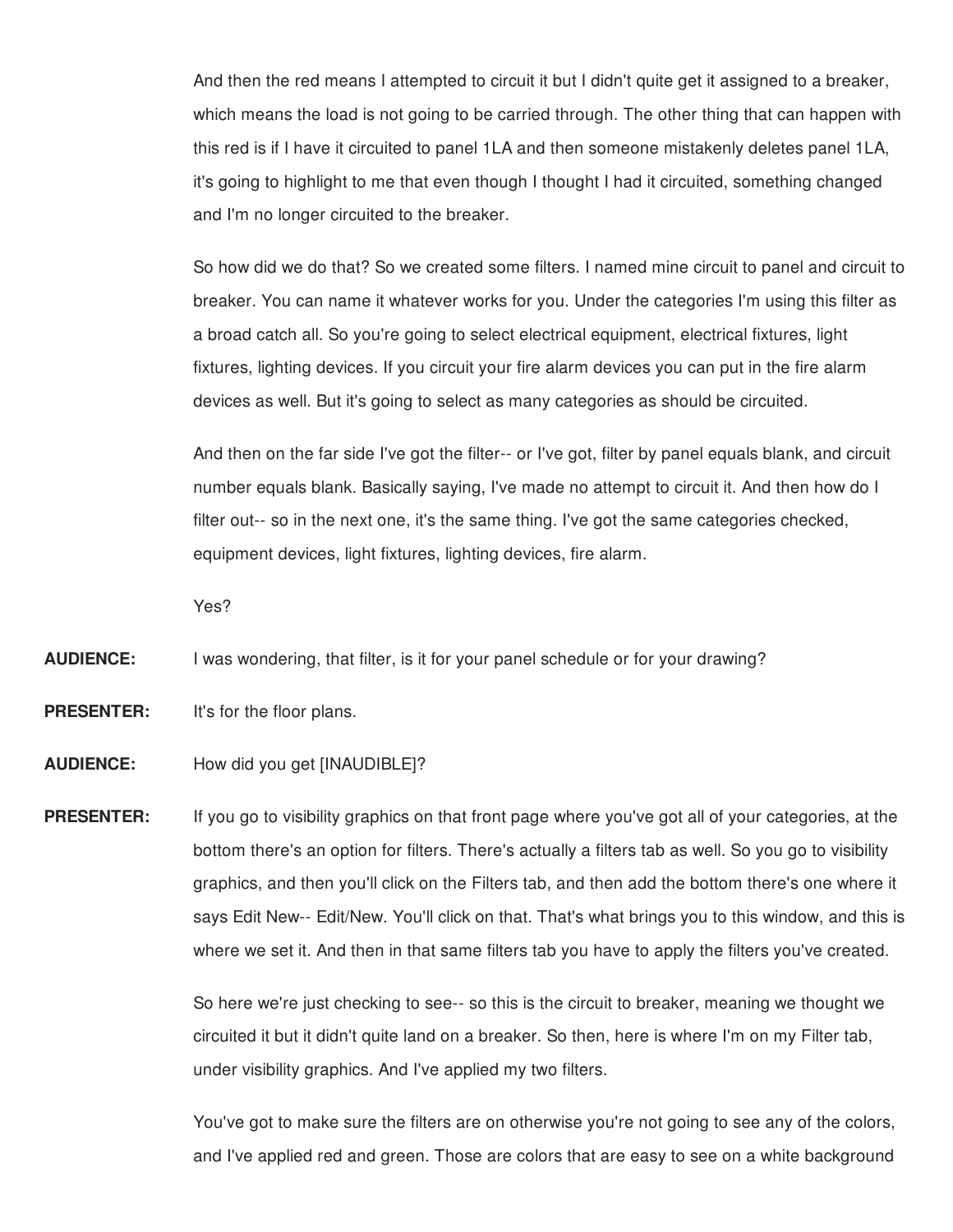And then the red means I attempted to circuit it but I didn't quite get it assigned to a breaker, which means the load is not going to be carried through. The other thing that can happen with this red is if I have it circuited to panel 1LA and then someone mistakenly deletes panel 1LA, it's going to highlight to me that even though I thought I had it circuited, something changed and I'm no longer circuited to the breaker.

So how did we do that? So we created some filters. I named mine circuit to panel and circuit to breaker. You can name it whatever works for you. Under the categories I'm using this filter as a broad catch all. So you're going to select electrical equipment, electrical fixtures, light fixtures, lighting devices. If you circuit your fire alarm devices you can put in the fire alarm devices as well. But it's going to select as many categories as should be circuited.

And then on the far side I've got the filter-- or I've got, filter by panel equals blank, and circuit number equals blank. Basically saying, I've made no attempt to circuit it. And then how do I filter out-- so in the next one, it's the same thing. I've got the same categories checked, equipment devices, light fixtures, lighting devices, fire alarm.

Yes?

**AUDIENCE:** I was wondering, that filter, is it for your panel schedule or for your drawing?

**PRESENTER:** It's for the floor plans.

**AUDIENCE:** How did you get [INAUDIBLE]?

**PRESENTER:** If you go to visibility graphics on that front page where you've got all of your categories, at the bottom there's an option for filters. There's actually a filters tab as well. So you go to visibility graphics, and then you'll click on the Filters tab, and then add the bottom there's one where it says Edit New-- Edit/New. You'll click on that. That's what brings you to this window, and this is where we set it. And then in that same filters tab you have to apply the filters you've created.

So here we're just checking to see-- so this is the circuit to breaker, meaning we thought we circuited it but it didn't quite land on a breaker. So then, here is where I'm on my Filter tab, under visibility graphics. And I've applied my two filters.

You've got to make sure the filters are on otherwise you're not going to see any of the colors, and I've applied red and green. Those are colors that are easy to see on a white background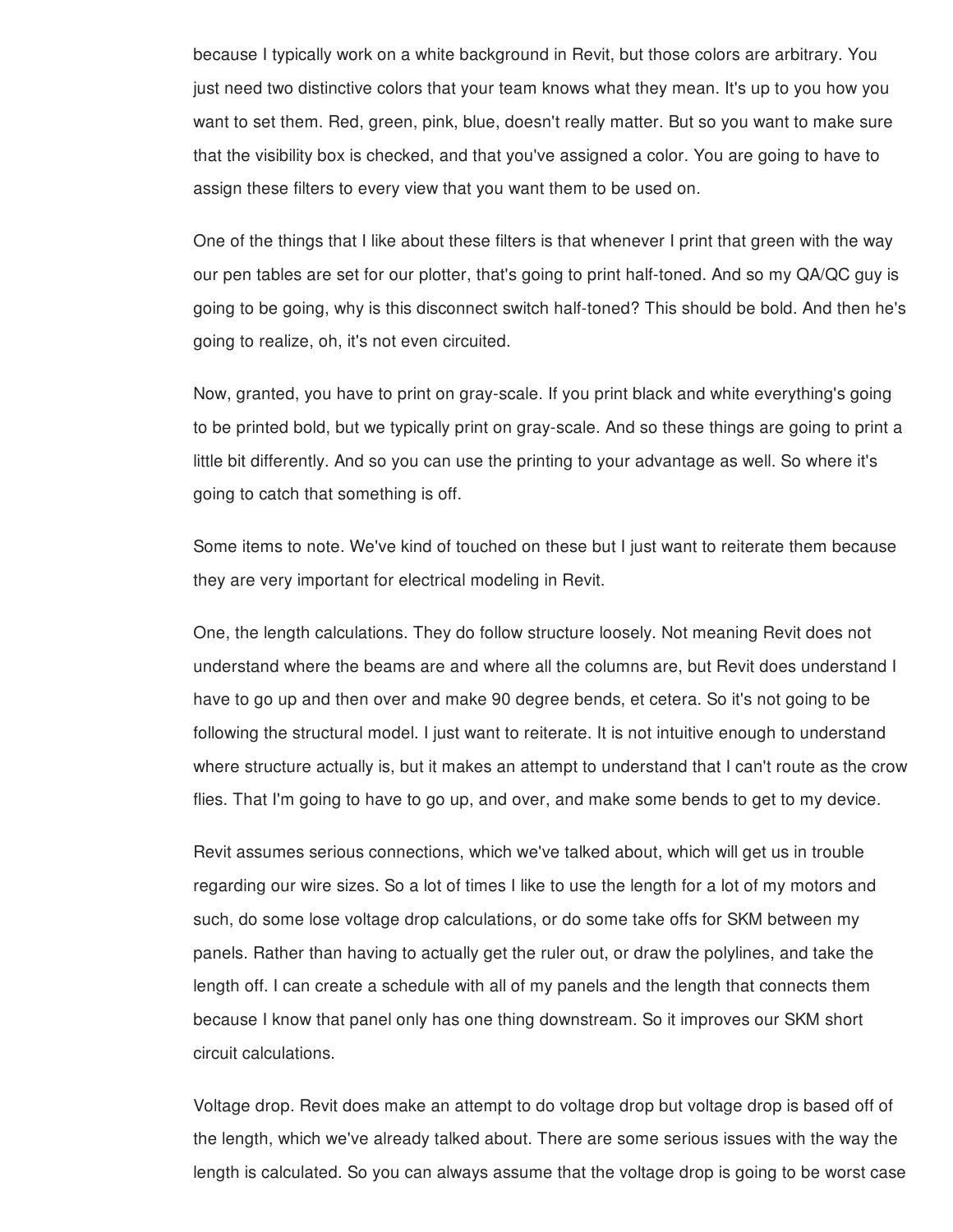because I typically work on a white background in Revit, but those colors are arbitrary. You just need two distinctive colors that your team knows what they mean. It's up to you how you want to set them. Red, green, pink, blue, doesn't really matter. But so you want to make sure that the visibility box is checked, and that you've assigned a color. You are going to have to assign these filters to every view that you want them to be used on.

One of the things that I like about these filters is that whenever I print that green with the way our pen tables are set for our plotter, that's going to print half-toned. And so my QA/QC guy is going to be going, why is this disconnect switch half-toned? This should be bold. And then he's going to realize, oh, it's not even circuited.

Now, granted, you have to print on gray-scale. If you print black and white everything's going to be printed bold, but we typically print on gray-scale. And so these things are going to print a little bit differently. And so you can use the printing to your advantage as well. So where it's going to catch that something is off.

Some items to note. We've kind of touched on these but I just want to reiterate them because they are very important for electrical modeling in Revit.

One, the length calculations. They do follow structure loosely. Not meaning Revit does not understand where the beams are and where all the columns are, but Revit does understand I have to go up and then over and make 90 degree bends, et cetera. So it's not going to be following the structural model. I just want to reiterate. It is not intuitive enough to understand where structure actually is, but it makes an attempt to understand that I can't route as the crow flies. That I'm going to have to go up, and over, and make some bends to get to my device.

Revit assumes serious connections, which we've talked about, which will get us in trouble regarding our wire sizes. So a lot of times I like to use the length for a lot of my motors and such, do some lose voltage drop calculations, or do some take offs for SKM between my panels. Rather than having to actually get the ruler out, or draw the polylines, and take the length off. I can create a schedule with all of my panels and the length that connects them because I know that panel only has one thing downstream. So it improves our SKM short circuit calculations.

Voltage drop. Revit does make an attempt to do voltage drop but voltage drop is based off of the length, which we've already talked about. There are some serious issues with the way the length is calculated. So you can always assume that the voltage drop is going to be worst case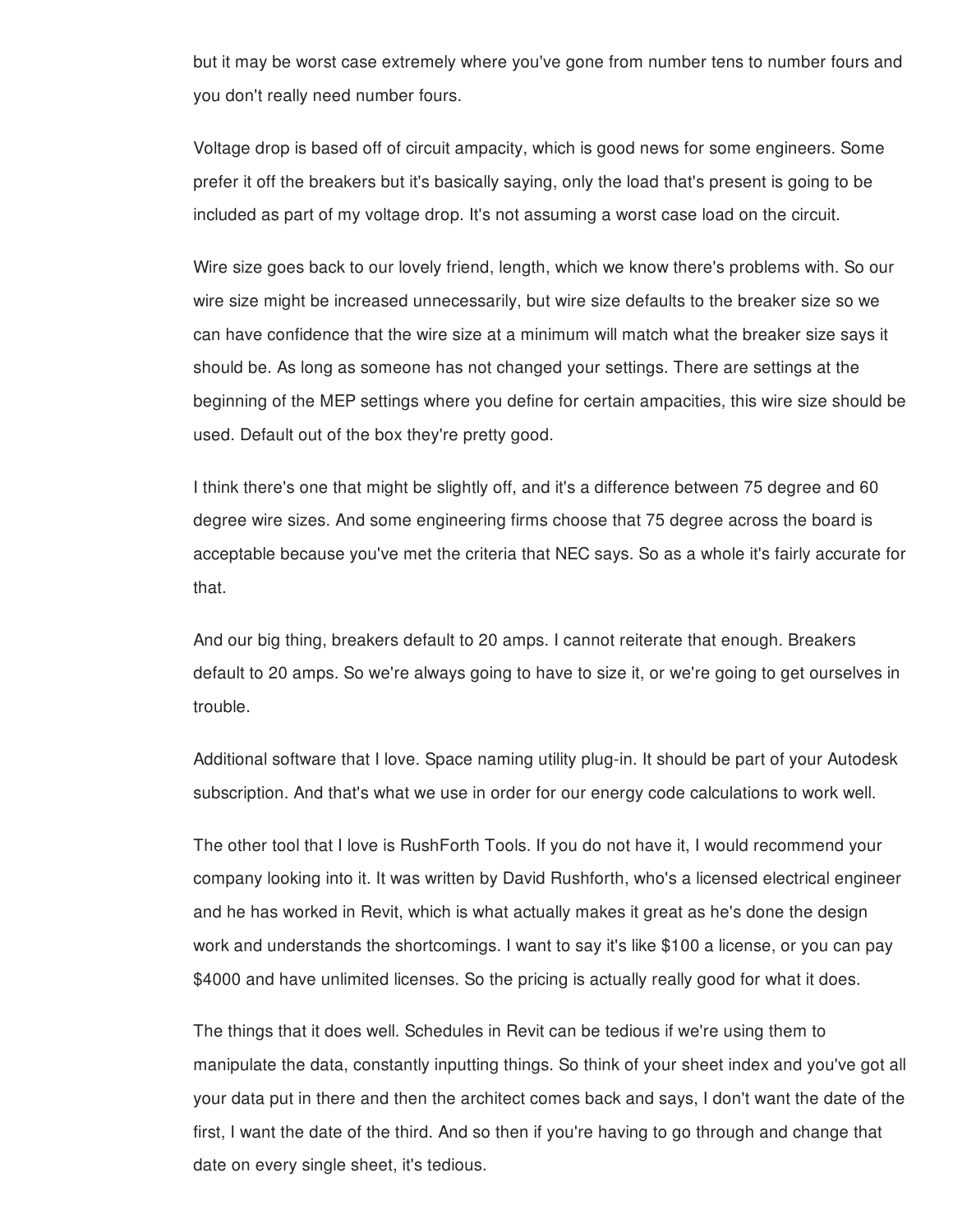but it may be worst case extremely where you've gone from number tens to number fours and you don't really need number fours.

Voltage drop is based off of circuit ampacity, which is good news for some engineers. Some prefer it off the breakers but it's basically saying, only the load that's present is going to be included as part of my voltage drop. It's not assuming a worst case load on the circuit.

Wire size goes back to our lovely friend, length, which we know there's problems with. So our wire size might be increased unnecessarily, but wire size defaults to the breaker size so we can have confidence that the wire size at a minimum will match what the breaker size says it should be. As long as someone has not changed your settings. There are settings at the beginning of the MEP settings where you define for certain ampacities, this wire size should be used. Default out of the box they're pretty good.

I think there's one that might be slightly off, and it's a difference between 75 degree and 60 degree wire sizes. And some engineering firms choose that 75 degree across the board is acceptable because you've met the criteria that NEC says. So as a whole it's fairly accurate for that.

And our big thing, breakers default to 20 amps. I cannot reiterate that enough. Breakers default to 20 amps. So we're always going to have to size it, or we're going to get ourselves in trouble.

Additional software that I love. Space naming utility plug-in. It should be part of your Autodesk subscription. And that's what we use in order for our energy code calculations to work well.

The other tool that I love is RushForth Tools. If you do not have it, I would recommend your company looking into it. It was written by David Rushforth, who's a licensed electrical engineer and he has worked in Revit, which is what actually makes it great as he's done the design work and understands the shortcomings. I want to say it's like $100 a license, or you can pay $4000 and have unlimited licenses. So the pricing is actually really good for what it does.

The things that it does well. Schedules in Revit can be tedious if we're using them to manipulate the data, constantly inputting things. So think of your sheet index and you've got all your data put in there and then the architect comes back and says, I don't want the date of the first, I want the date of the third. And so then if you're having to go through and change that date on every single sheet, it's tedious.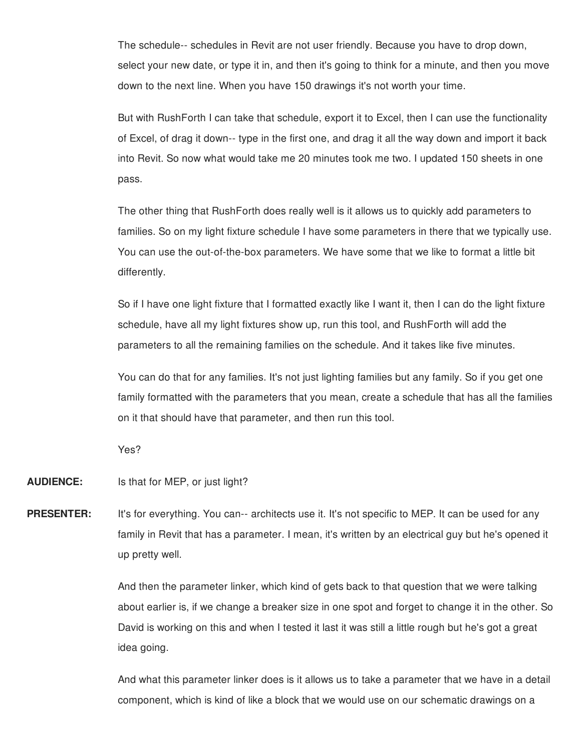The schedule-- schedules in Revit are not user friendly. Because you have to drop down, select your new date, or type it in, and then it's going to think for a minute, and then you move down to the next line. When you have 150 drawings it's not worth your time.

But with RushForth I can take that schedule, export it to Excel, then I can use the functionality of Excel, of drag it down-- type in the first one, and drag it all the way down and import it back into Revit. So now what would take me 20 minutes took me two. I updated 150 sheets in one pass.

The other thing that RushForth does really well is it allows us to quickly add parameters to families. So on my light fixture schedule I have some parameters in there that we typically use. You can use the out-of-the-box parameters. We have some that we like to format a little bit differently.

So if I have one light fixture that I formatted exactly like I want it, then I can do the light fixture schedule, have all my light fixtures show up, run this tool, and RushForth will add the parameters to all the remaining families on the schedule. And it takes like five minutes.

You can do that for any families. It's not just lighting families but any family. So if you get one family formatted with the parameters that you mean, create a schedule that has all the families on it that should have that parameter, and then run this tool.

Yes?

**AUDIENCE:** Is that for MEP, or just light?

**PRESENTER:** It's for everything. You can-- architects use it. It's not specific to MEP. It can be used for any family in Revit that has a parameter. I mean, it's written by an electrical guy but he's opened it up pretty well.

And then the parameter linker, which kind of gets back to that question that we were talking about earlier is, if we change a breaker size in one spot and forget to change it in the other. So David is working on this and when I tested it last it was still a little rough but he's got a great idea going.

And what this parameter linker does is it allows us to take a parameter that we have in a detail component, which is kind of like a block that we would use on our schematic drawings on a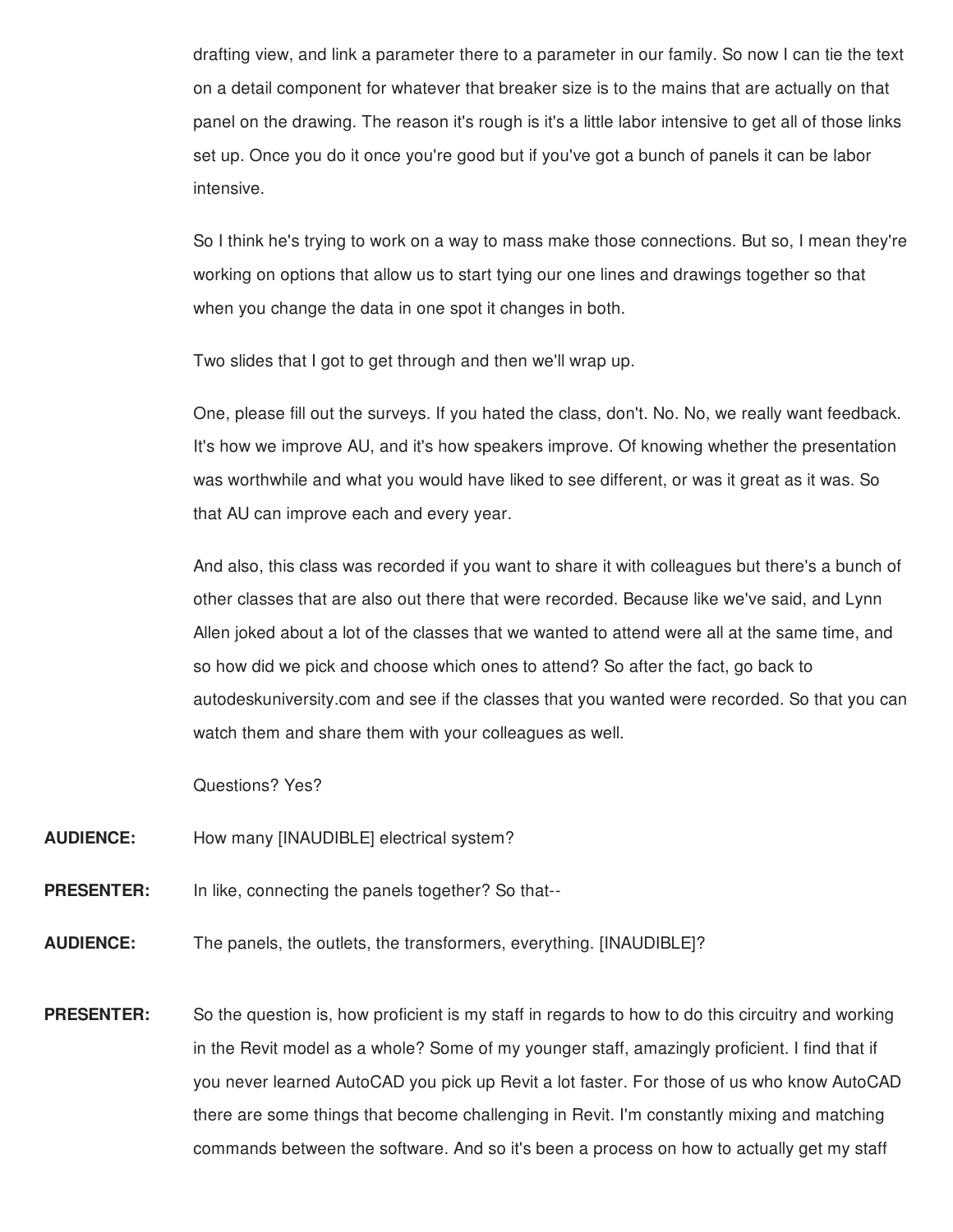drafting view, and link a parameter there to a parameter in our family. So now I can tie the text on a detail component for whatever that breaker size is to the mains that are actually on that panel on the drawing. The reason it's rough is it's a little labor intensive to get all of those links set up. Once you do it once you're good but if you've got a bunch of panels it can be labor intensive.

So I think he's trying to work on a way to mass make those connections. But so, I mean they're working on options that allow us to start tying our one lines and drawings together so that when you change the data in one spot it changes in both.

Two slides that I got to get through and then we'll wrap up.

One, please fill out the surveys. If you hated the class, don't. No. No, we really want feedback. It's how we improve AU, and it's how speakers improve. Of knowing whether the presentation was worthwhile and what you would have liked to see different, or was it great as it was. So that AU can improve each and every year.

And also, this class was recorded if you want to share it with colleagues but there's a bunch of other classes that are also out there that were recorded. Because like we've said, and Lynn Allen joked about a lot of the classes that we wanted to attend were all at the same time, and so how did we pick and choose which ones to attend? So after the fact, go back to autodeskuniversity.com and see if the classes that you wanted were recorded. So that you can watch them and share them with your colleagues as well.

Questions? Yes?

**AUDIENCE:** How many [INAUDIBLE] electrical system?

**PRESENTER:** In like, connecting the panels together? So that--

**AUDIENCE:** The panels, the outlets, the transformers, everything. [INAUDIBLE]?

**PRESENTER:** So the question is, how proficient is my staff in regards to how to do this circuitry and working in the Revit model as a whole? Some of my younger staff, amazingly proficient. I find that if you never learned AutoCAD you pick up Revit a lot faster. For those of us who know AutoCAD there are some things that become challenging in Revit. I'm constantly mixing and matching commands between the software. And so it's been a process on how to actually get my staff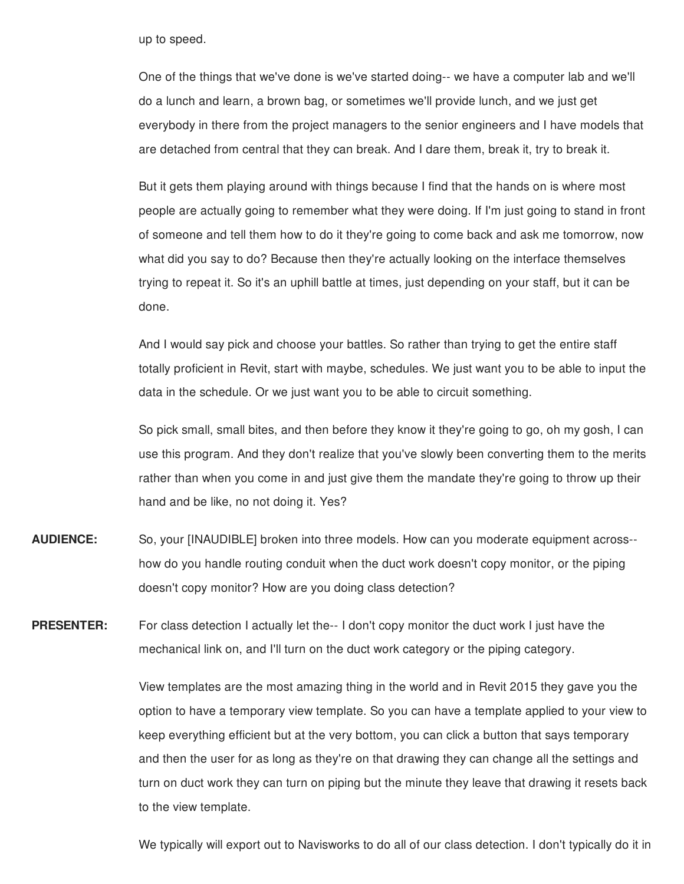up to speed.

One of the things that we've done is we've started doing-- we have a computer lab and we'll do a lunch and learn, a brown bag, or sometimes we'll provide lunch, and we just get everybody in there from the project managers to the senior engineers and I have models that are detached from central that they can break. And I dare them, break it, try to break it.

But it gets them playing around with things because I find that the hands on is where most people are actually going to remember what they were doing. If I'm just going to stand in front of someone and tell them how to do it they're going to come back and ask me tomorrow, now what did you say to do? Because then they're actually looking on the interface themselves trying to repeat it. So it's an uphill battle at times, just depending on your staff, but it can be done.

And I would say pick and choose your battles. So rather than trying to get the entire staff totally proficient in Revit, start with maybe, schedules. We just want you to be able to input the data in the schedule. Or we just want you to be able to circuit something.

So pick small, small bites, and then before they know it they're going to go, oh my gosh, I can use this program. And they don't realize that you've slowly been converting them to the merits rather than when you come in and just give them the mandate they're going to throw up their hand and be like, no not doing it. Yes?

**AUDIENCE:** So, your [INAUDIBLE] broken into three models. How can you moderate equipment across-- how do you handle routing conduit when the duct work doesn't copy monitor, or the piping doesn't copy monitor? How are you doing class detection?

**PRESENTER:** For class detection I actually let the-- I don't copy monitor the duct work I just have the mechanical link on, and I'll turn on the duct work category or the piping category.

View templates are the most amazing thing in the world and in Revit 2015 they gave you the option to have a temporary view template. So you can have a template applied to your view to keep everything efficient but at the very bottom, you can click a button that says temporary and then the user for as long as they're on that drawing they can change all the settings and turn on duct work they can turn on piping but the minute they leave that drawing it resets back to the view template.

We typically will export out to Navisworks to do all of our class detection. I don't typically do it in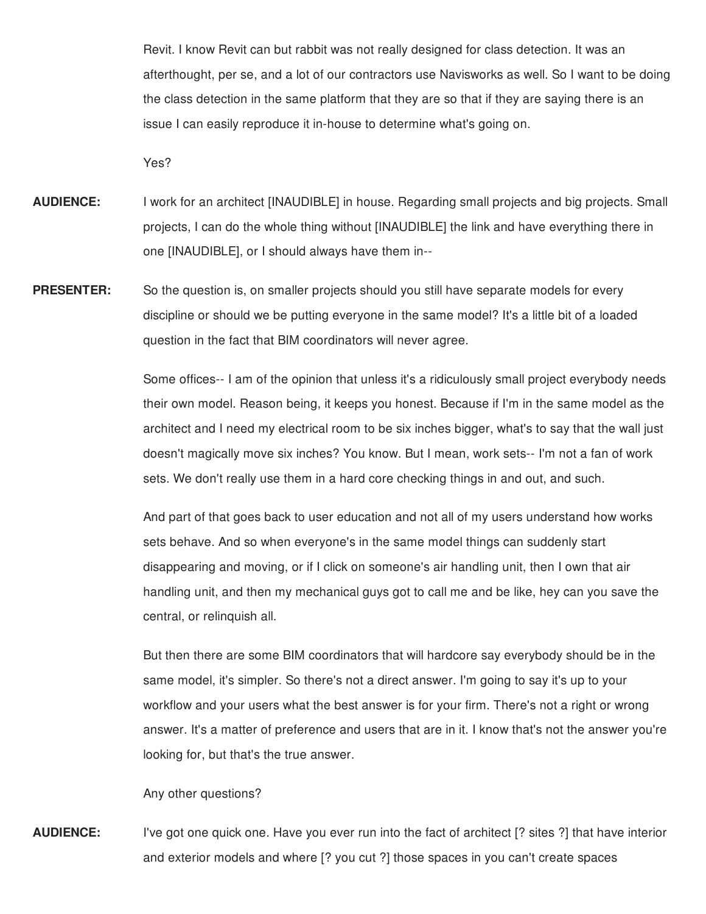Revit. I know Revit can but rabbit was not really designed for class detection. It was an afterthought, per se, and a lot of our contractors use Navisworks as well. So I want to be doing the class detection in the same platform that they are so that if they are saying there is an issue I can easily reproduce it in-house to determine what's going on.

Yes?

**AUDIENCE:** I work for an architect [INAUDIBLE] in house. Regarding small projects and big projects. Small projects, I can do the whole thing without [INAUDIBLE] the link and have everything there in one [INAUDIBLE], or I should always have them in--

**PRESENTER:** So the question is, on smaller projects should you still have separate models for every discipline or should we be putting everyone in the same model? It's a little bit of a loaded question in the fact that BIM coordinators will never agree.

Some offices-- I am of the opinion that unless it's a ridiculously small project everybody needs their own model. Reason being, it keeps you honest. Because if I'm in the same model as the architect and I need my electrical room to be six inches bigger, what's to say that the wall just doesn't magically move six inches? You know. But I mean, work sets-- I'm not a fan of work sets. We don't really use them in a hard core checking things in and out, and such.

And part of that goes back to user education and not all of my users understand how works sets behave. And so when everyone's in the same model things can suddenly start disappearing and moving, or if I click on someone's air handling unit, then I own that air handling unit, and then my mechanical guys got to call me and be like, hey can you save the central, or relinquish all.

But then there are some BIM coordinators that will hardcore say everybody should be in the same model, it's simpler. So there's not a direct answer. I'm going to say it's up to your workflow and your users what the best answer is for your firm. There's not a right or wrong answer. It's a matter of preference and users that are in it. I know that's not the answer you're looking for, but that's the true answer.

Any other questions?

**AUDIENCE:** I've got one quick one. Have you ever run into the fact of architect [? sites ?] that have interior and exterior models and where [? you cut ?] those spaces in you can't create spaces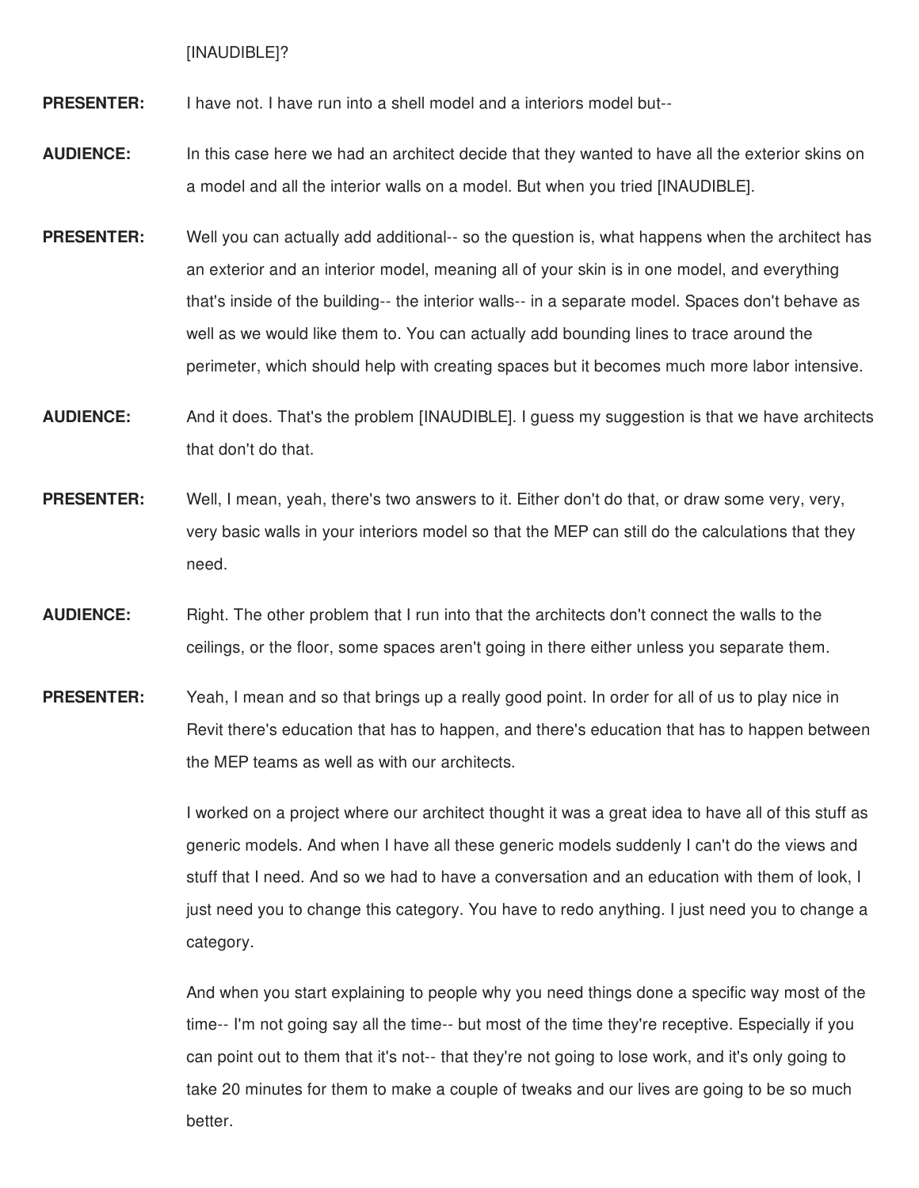[INAUDIBLE]?

**PRESENTER:** I have not. I have run into a shell model and a interiors model but--

**AUDIENCE:** In this case here we had an architect decide that they wanted to have all the exterior skins on a model and all the interior walls on a model. But when you tried [INAUDIBLE].

**PRESENTER:** Well you can actually add additional-- so the question is, what happens when the architect has an exterior and an interior model, meaning all of your skin is in one model, and everything that's inside of the building-- the interior walls-- in a separate model. Spaces don't behave as well as we would like them to. You can actually add bounding lines to trace around the perimeter, which should help with creating spaces but it becomes much more labor intensive.

**AUDIENCE:** And it does. That's the problem [INAUDIBLE]. I guess my suggestion is that we have architects that don't do that.

**PRESENTER:** Well, I mean, yeah, there's two answers to it. Either don't do that, or draw some very, very, very basic walls in your interiors model so that the MEP can still do the calculations that they need.

**AUDIENCE:** Right. The other problem that I run into that the architects don't connect the walls to the ceilings, or the floor, some spaces aren't going in there either unless you separate them.

**PRESENTER:** Yeah, I mean and so that brings up a really good point. In order for all of us to play nice in Revit there's education that has to happen, and there's education that has to happen between the MEP teams as well as with our architects.

I worked on a project where our architect thought it was a great idea to have all of this stuff as generic models. And when I have all these generic models suddenly I can't do the views and stuff that I need. And so we had to have a conversation and an education with them of look, I just need you to change this category. You have to redo anything. I just need you to change a category.

And when you start explaining to people why you need things done a specific way most of the time-- I'm not going say all the time-- but most of the time they're receptive. Especially if you can point out to them that it's not-- that they're not going to lose work, and it's only going to take 20 minutes for them to make a couple of tweaks and our lives are going to be so much better.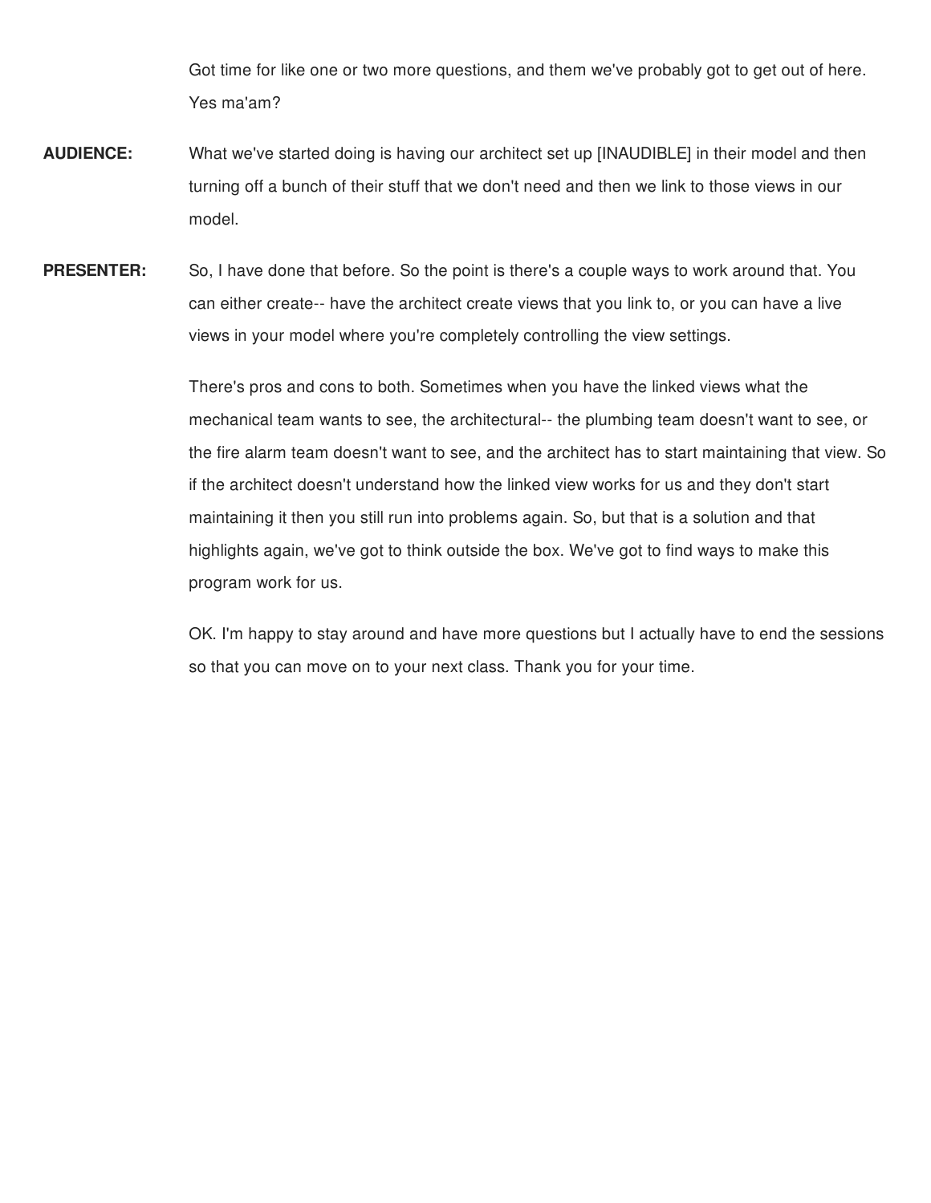Got time for like one or two more questions, and them we've probably got to get out of here. Yes ma'am?

**AUDIENCE:** What we've started doing is having our architect set up [INAUDIBLE] in their model and then turning off a bunch of their stuff that we don't need and then we link to those views in our model.

**PRESENTER:** So, I have done that before. So the point is there's a couple ways to work around that. You can either create-- have the architect create views that you link to, or you can have a live views in your model where you're completely controlling the view settings.

There's pros and cons to both. Sometimes when you have the linked views what the mechanical team wants to see, the architectural-- the plumbing team doesn't want to see, or the fire alarm team doesn't want to see, and the architect has to start maintaining that view. So if the architect doesn't understand how the linked view works for us and they don't start maintaining it then you still run into problems again. So, but that is a solution and that highlights again, we've got to think outside the box. We've got to find ways to make this program work for us.

OK. I'm happy to stay around and have more questions but I actually have to end the sessions so that you can move on to your next class. Thank you for your time.